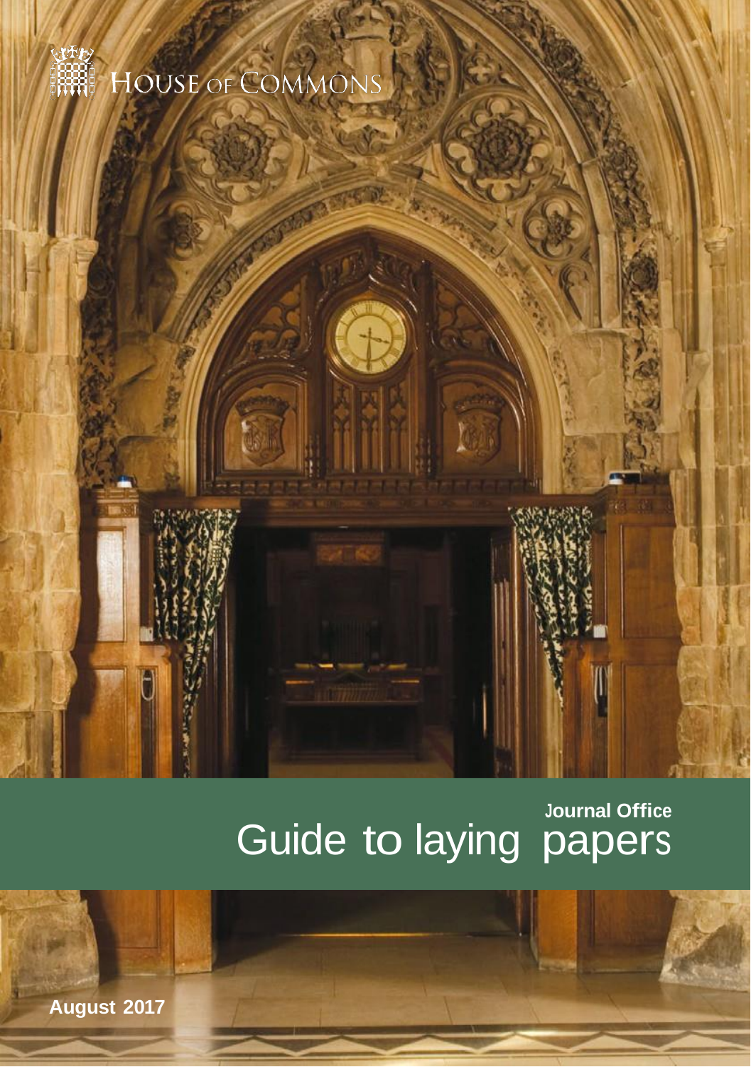HOUSE OF COMMONS

Journal Office

# Guide to laying papers

August 2017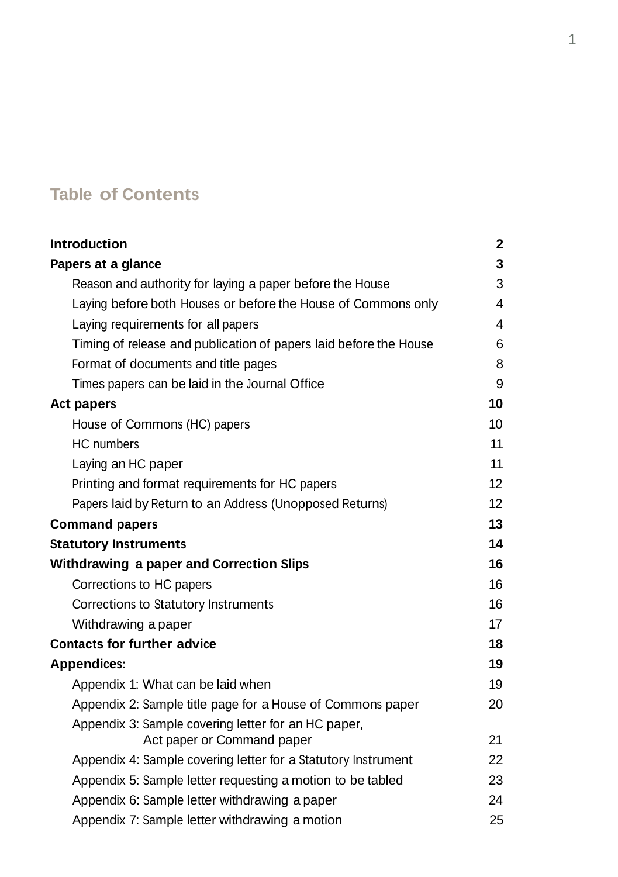# Table of Contents

| | |
|---|---|
| **Introduction** | **2** |
| **Papers at a glance** | **3** |
| Reason and authority for laying a paper before the House | 3 |
| Laying before both Houses or before the House of Commons only | 4 |
| Laying requirements for all papers | 4 |
| Timing of release and publication of papers laid before the House | 6 |
| Format of documents and title pages | 8 |
| Times papers can be laid in the Journal Office | 9 |
| **Act papers** | **10** |
| House of Commons (HC) papers | 10 |
| HC numbers | 11 |
| Laying an HC paper | 11 |
| Printing and format requirements for HC papers | 12 |
| Papers laid by Return to an Address (Unopposed Returns) | 12 |
| **Command papers** | **13** |
| **Statutory Instruments** | **14** |
| **Withdrawing a paper and Correction Slips** | **16** |
| Corrections to HC papers | 16 |
| Corrections to Statutory Instruments | 16 |
| Withdrawing a paper | 17 |
| **Contacts for further advice** | **18** |
| **Appendices:** | **19** |
| Appendix 1: What can be laid when | 19 |
| Appendix 2: Sample title page for a House of Commons paper | 20 |
| Appendix 3: Sample covering letter for an HC paper, Act paper or Command paper | 21 |
| Appendix 4: Sample covering letter for a Statutory Instrument | 22 |
| Appendix 5: Sample letter requesting a motion to be tabled | 23 |
| Appendix 6: Sample letter withdrawing a paper | 24 |
| Appendix 7: Sample letter withdrawing a motion | 25 |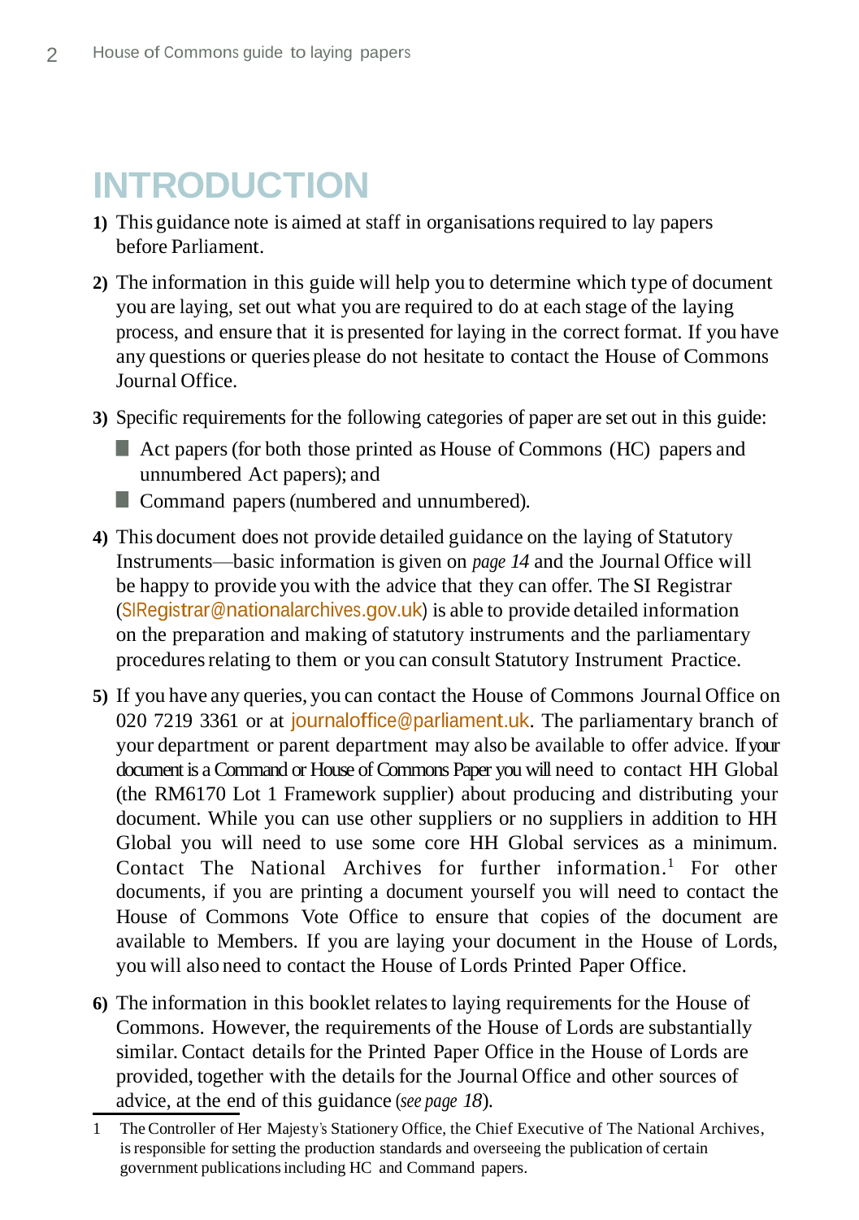# INTRODUCTION

1) This guidance note is aimed at staff in organisations required to lay papers before Parliament.

2) The information in this guide will help you to determine which type of document you are laying, set out what you are required to do at each stage of the laying process, and ensure that it is presented for laying in the correct format. If you have any questions or queries please do not hesitate to contact the House of Commons Journal Office.

3) Specific requirements for the following categories of paper are set out in this guide:
   - Act papers (for both those printed as House of Commons (HC) papers and unnumbered Act papers); and
   - Command papers (numbered and unnumbered).

4) This document does not provide detailed guidance on the laying of Statutory Instruments—basic information is given on *page 14* and the Journal Office will be happy to provide you with the advice that they can offer. The SI Registrar (SIRegistrar@nationalarchives.gov.uk) is able to provide detailed information on the preparation and making of statutory instruments and the parliamentary procedures relating to them or you can consult Statutory Instrument Practice.

5) If you have any queries, you can contact the House of Commons Journal Office on 020 7219 3361 or at journaloffice@parliament.uk. The parliamentary branch of your department or parent department may also be available to offer advice. If your document is a Command or House of Commons Paper you will need to contact HH Global (the RM6170 Lot 1 Framework supplier) about producing and distributing your document. While you can use other suppliers or no suppliers in addition to HH Global you will need to use some core HH Global services as a minimum. Contact The National Archives for further information.[1] For other documents, if you are printing a document yourself you will need to contact the House of Commons Vote Office to ensure that copies of the document are available to Members. If you are laying your document in the House of Lords, you will also need to contact the House of Lords Printed Paper Office.

6) The information in this booklet relates to laying requirements for the House of Commons. However, the requirements of the House of Lords are substantially similar. Contact details for the Printed Paper Office in the House of Lords are provided, together with the details for the Journal Office and other sources of advice, at the end of this guidance (*see page 18*).

---

1 The Controller of Her Majesty's Stationery Office, the Chief Executive of The National Archives, is responsible for setting the production standards and overseeing the publication of certain government publications including HC and Command papers.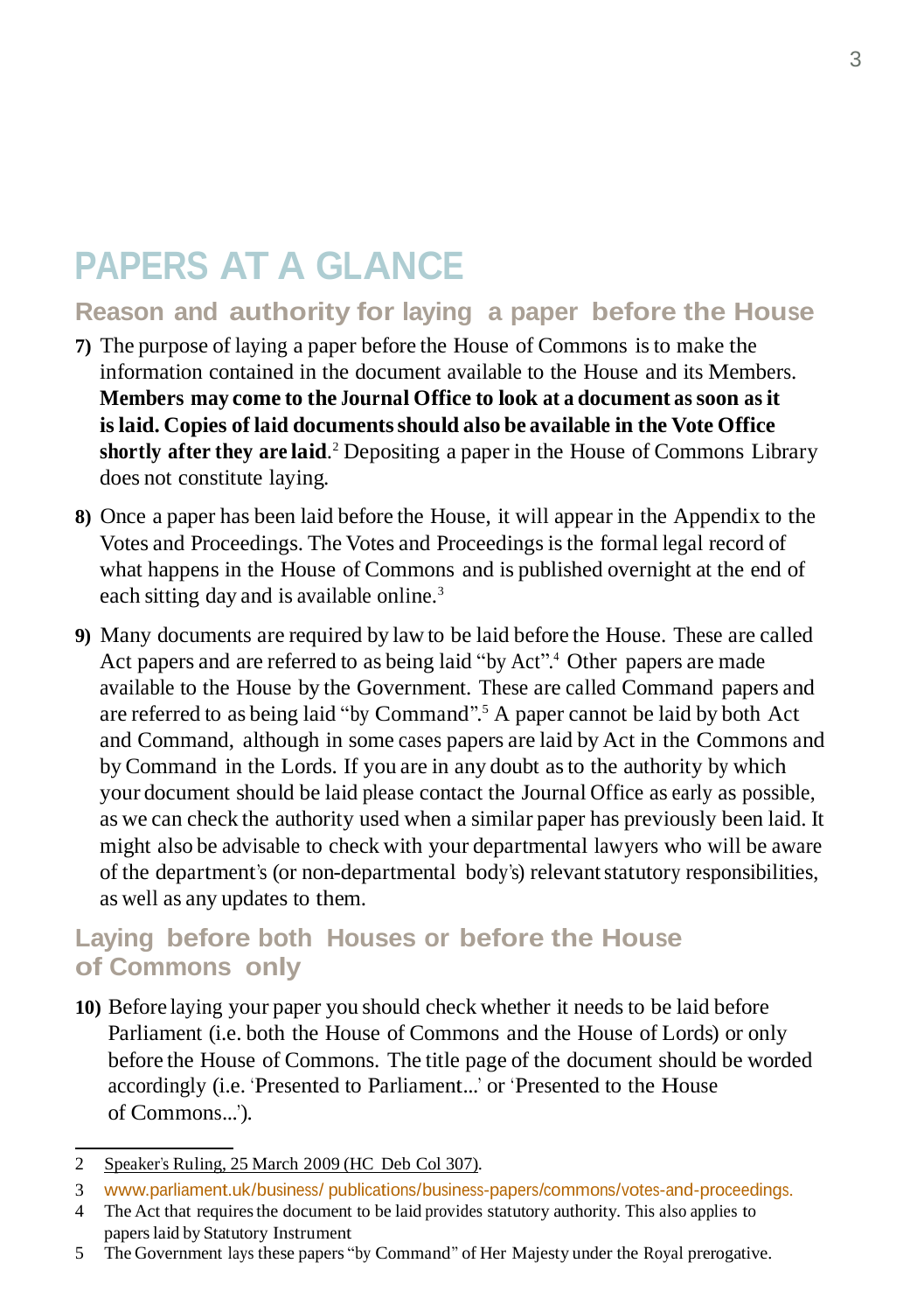# PAPERS AT A GLANCE

## Reason and authority for laying a paper before the House

7) The purpose of laying a paper before the House of Commons is to make the information contained in the document available to the House and its Members. **Members may come to the Journal Office to look at a document as soon as it is laid. Copies of laid documents should also be available in the Vote Office shortly after they are laid**.[2] Depositing a paper in the House of Commons Library does not constitute laying.

8) Once a paper has been laid before the House, it will appear in the Appendix to the Votes and Proceedings. The Votes and Proceedings is the formal legal record of what happens in the House of Commons and is published overnight at the end of each sitting day and is available online.[3]

9) Many documents are required by law to be laid before the House. These are called Act papers and are referred to as being laid "by Act".[4] Other papers are made available to the House by the Government. These are called Command papers and are referred to as being laid "by Command".[5] A paper cannot be laid by both Act and Command, although in some cases papers are laid by Act in the Commons and by Command in the Lords. If you are in any doubt as to the authority by which your document should be laid please contact the Journal Office as early as possible, as we can check the authority used when a similar paper has previously been laid. It might also be advisable to check with your departmental lawyers who will be aware of the department's (or non-departmental body's) relevant statutory responsibilities, as well as any updates to them.

## Laying before both Houses or before the House of Commons only

10) Before laying your paper you should check whether it needs to be laid before Parliament (i.e. both the House of Commons and the House of Lords) or only before the House of Commons. The title page of the document should be worded accordingly (i.e. 'Presented to Parliament...' or 'Presented to the House of Commons...').

---

2 Speaker's Ruling, 25 March 2009 (HC Deb Col 307).

3 www.parliament.uk/business/ publications/business-papers/commons/votes-and-proceedings.

4 The Act that requires the document to be laid provides statutory authority. This also applies to papers laid by Statutory Instrument

5 The Government lays these papers "by Command" of Her Majesty under the Royal prerogative.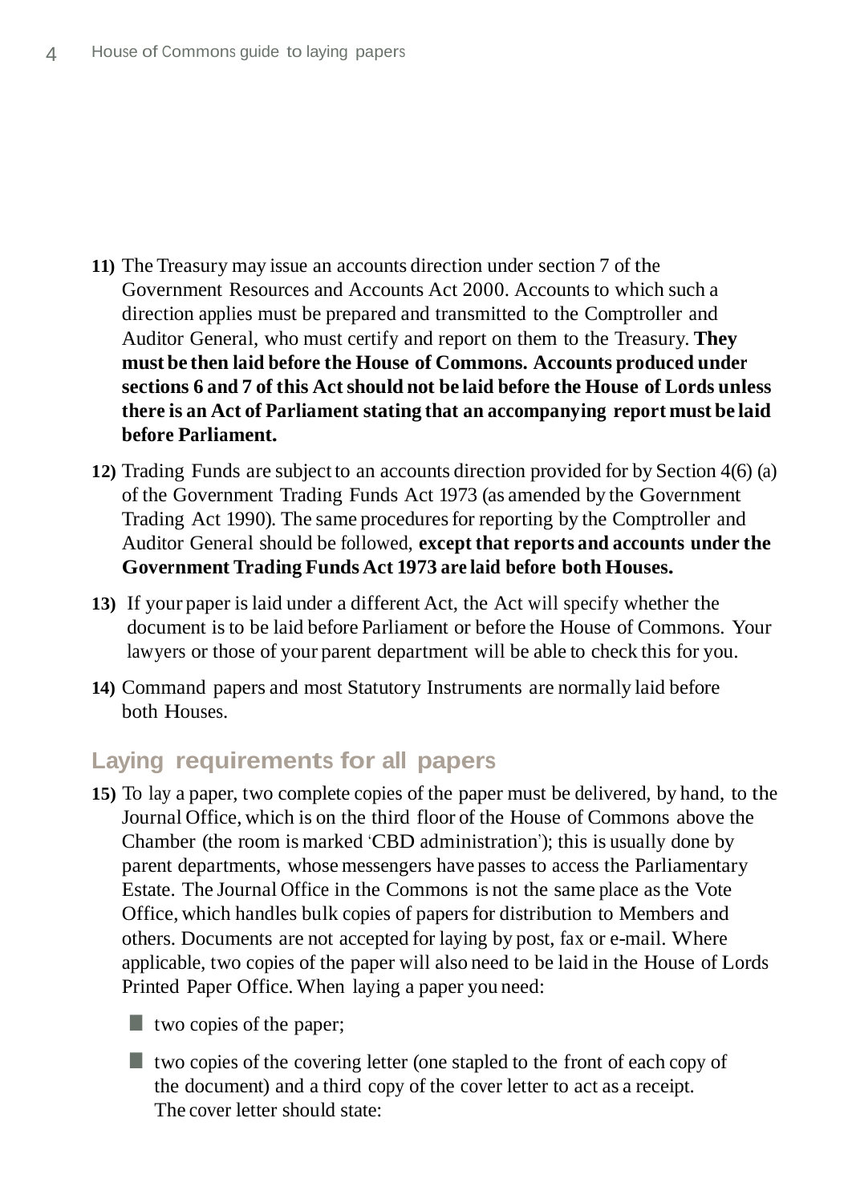11) The Treasury may issue an accounts direction under section 7 of the Government Resources and Accounts Act 2000. Accounts to which such a direction applies must be prepared and transmitted to the Comptroller and Auditor General, who must certify and report on them to the Treasury. **They must be then laid before the House of Commons. Accounts produced under sections 6 and 7 of this Act should not be laid before the House of Lords unless there is an Act of Parliament stating that an accompanying report must be laid before Parliament.**

12) Trading Funds are subject to an accounts direction provided for by Section 4(6) (a) of the Government Trading Funds Act 1973 (as amended by the Government Trading Act 1990). The same procedures for reporting by the Comptroller and Auditor General should be followed, **except that reports and accounts under the Government Trading Funds Act 1973 are laid before both Houses.**

13) If your paper is laid under a different Act, the Act will specify whether the document is to be laid before Parliament or before the House of Commons. Your lawyers or those of your parent department will be able to check this for you.

14) Command papers and most Statutory Instruments are normally laid before both Houses.

## Laying requirements for all papers

15) To lay a paper, two complete copies of the paper must be delivered, by hand, to the Journal Office, which is on the third floor of the House of Commons above the Chamber (the room is marked 'CBD administration'); this is usually done by parent departments, whose messengers have passes to access the Parliamentary Estate. The Journal Office in the Commons is not the same place as the Vote Office, which handles bulk copies of papers for distribution to Members and others. Documents are not accepted for laying by post, fax or e-mail. Where applicable, two copies of the paper will also need to be laid in the House of Lords Printed Paper Office. When laying a paper you need:

- two copies of the paper;
- two copies of the covering letter (one stapled to the front of each copy of the document) and a third copy of the cover letter to act as a receipt. The cover letter should state: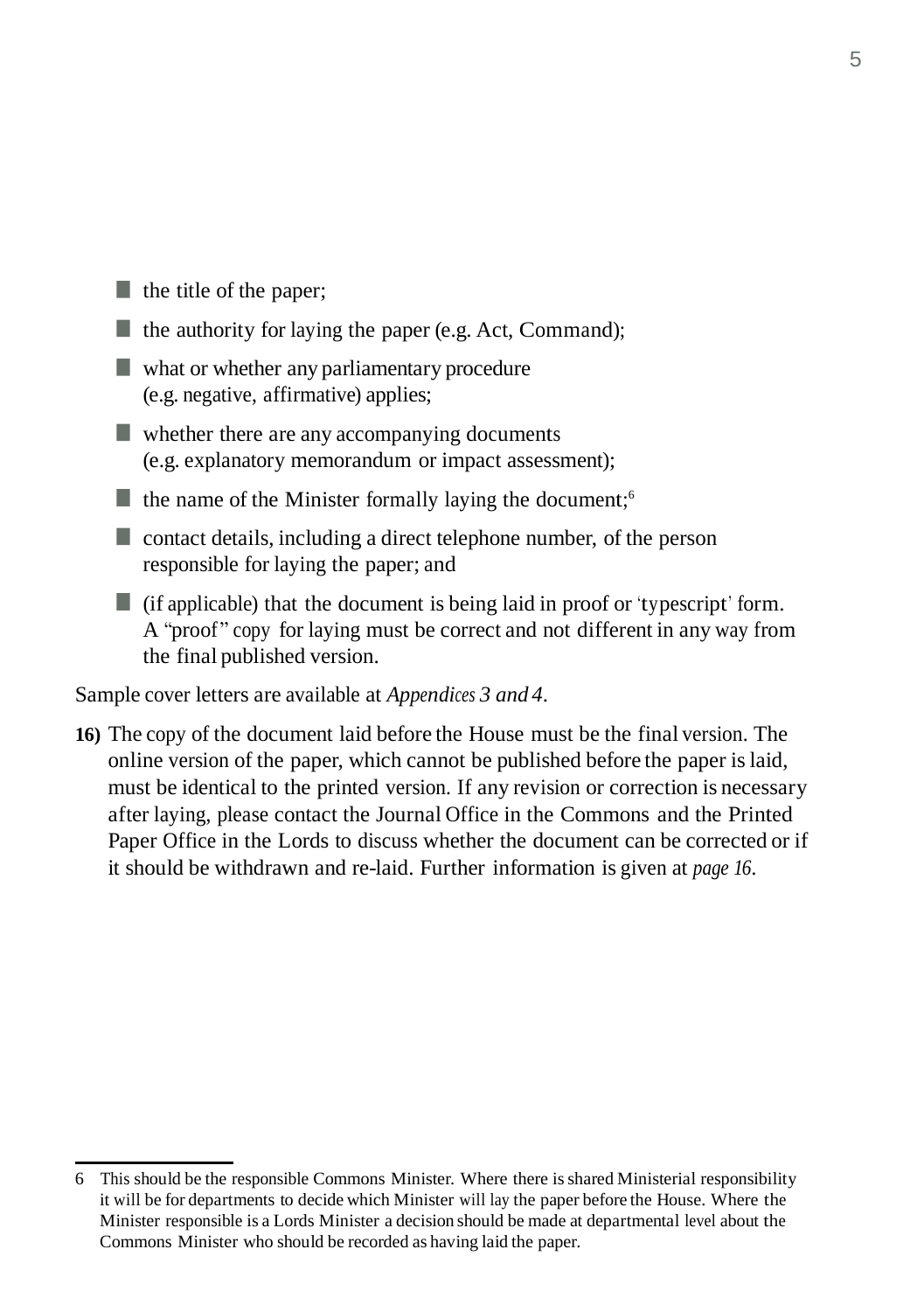- the title of the paper;
- the authority for laying the paper (e.g. Act, Command);
- what or whether any parliamentary procedure (e.g. negative, affirmative) applies;
- whether there are any accompanying documents (e.g. explanatory memorandum or impact assessment);
- the name of the Minister formally laying the document;[6]
- contact details, including a direct telephone number, of the person responsible for laying the paper; and
- (if applicable) that the document is being laid in proof or 'typescript' form. A "proof" copy for laying must be correct and not different in any way from the final published version.

Sample cover letters are available at *Appendices 3 and 4*.

**16)** The copy of the document laid before the House must be the final version. The online version of the paper, which cannot be published before the paper is laid, must be identical to the printed version. If any revision or correction is necessary after laying, please contact the Journal Office in the Commons and the Printed Paper Office in the Lords to discuss whether the document can be corrected or if it should be withdrawn and re-laid. Further information is given at *page 16*.

---

6 This should be the responsible Commons Minister. Where there is shared Ministerial responsibility it will be for departments to decide which Minister will lay the paper before the House. Where the Minister responsible is a Lords Minister a decision should be made at departmental level about the Commons Minister who should be recorded as having laid the paper.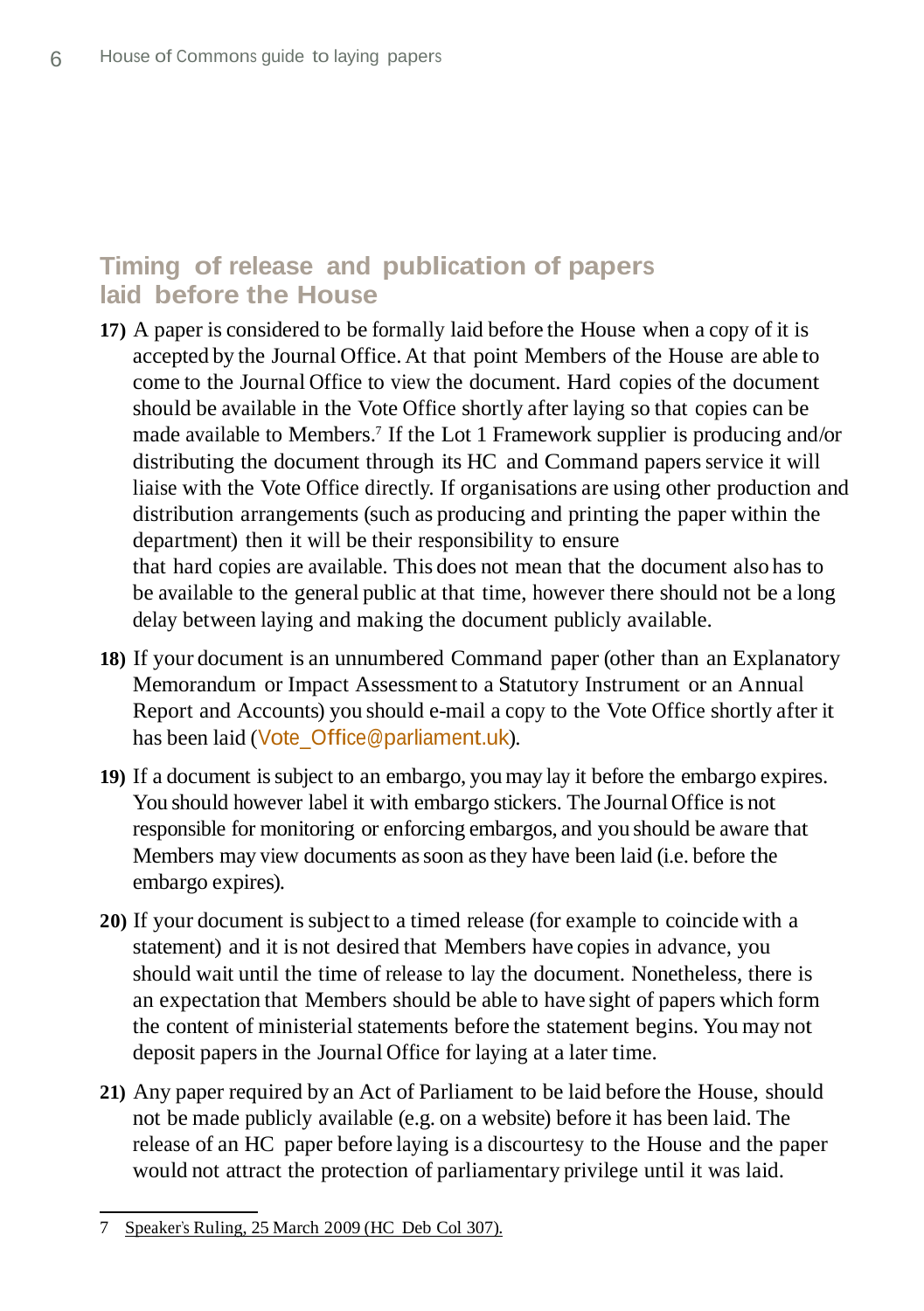## Timing of release and publication of papers laid before the House

**17)** A paper is considered to be formally laid before the House when a copy of it is accepted by the Journal Office. At that point Members of the House are able to come to the Journal Office to view the document. Hard copies of the document should be available in the Vote Office shortly after laying so that copies can be made available to Members.[7] If the Lot 1 Framework supplier is producing and/or distributing the document through its HC and Command papers service it will liaise with the Vote Office directly. If organisations are using other production and distribution arrangements (such as producing and printing the paper within the department) then it will be their responsibility to ensure that hard copies are available. This does not mean that the document also has to be available to the general public at that time, however there should not be a long delay between laying and making the document publicly available.

**18)** If your document is an unnumbered Command paper (other than an Explanatory Memorandum or Impact Assessment to a Statutory Instrument or an Annual Report and Accounts) you should e-mail a copy to the Vote Office shortly after it has been laid (Vote_Office@parliament.uk).

**19)** If a document is subject to an embargo, you may lay it before the embargo expires. You should however label it with embargo stickers. The Journal Office is not responsible for monitoring or enforcing embargos, and you should be aware that Members may view documents as soon as they have been laid (i.e. before the embargo expires).

**20)** If your document is subject to a timed release (for example to coincide with a statement) and it is not desired that Members have copies in advance, you should wait until the time of release to lay the document. Nonetheless, there is an expectation that Members should be able to have sight of papers which form the content of ministerial statements before the statement begins. You may not deposit papers in the Journal Office for laying at a later time.

**21)** Any paper required by an Act of Parliament to be laid before the House, should not be made publicly available (e.g. on a website) before it has been laid. The release of an HC paper before laying is a discourtesy to the House and the paper would not attract the protection of parliamentary privilege until it was laid.

---

7 Speaker's Ruling, 25 March 2009 (HC Deb Col 307).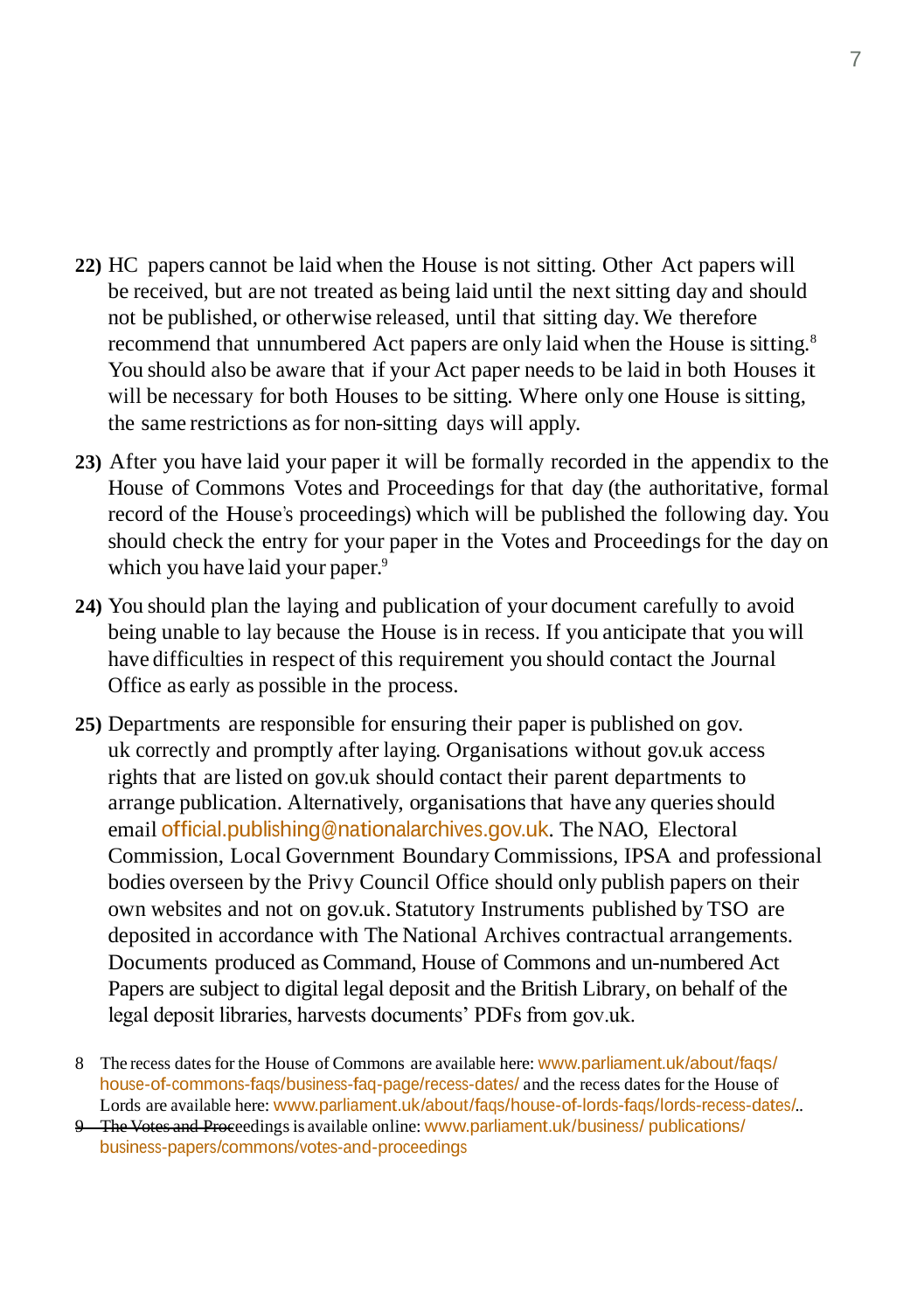**22)** HC papers cannot be laid when the House is not sitting. Other Act papers will be received, but are not treated as being laid until the next sitting day and should not be published, or otherwise released, until that sitting day. We therefore recommend that unnumbered Act papers are only laid when the House is sitting.[8] You should also be aware that if your Act paper needs to be laid in both Houses it will be necessary for both Houses to be sitting. Where only one House is sitting, the same restrictions as for non-sitting days will apply.

**23)** After you have laid your paper it will be formally recorded in the appendix to the House of Commons Votes and Proceedings for that day (the authoritative, formal record of the House's proceedings) which will be published the following day. You should check the entry for your paper in the Votes and Proceedings for the day on which you have laid your paper.[9]

**24)** You should plan the laying and publication of your document carefully to avoid being unable to lay because the House is in recess. If you anticipate that you will have difficulties in respect of this requirement you should contact the Journal Office as early as possible in the process.

**25)** Departments are responsible for ensuring their paper is published on gov.uk correctly and promptly after laying. Organisations without gov.uk access rights that are listed on gov.uk should contact their parent departments to arrange publication. Alternatively, organisations that have any queries should email official.publishing@nationalarchives.gov.uk. The NAO, Electoral Commission, Local Government Boundary Commissions, IPSA and professional bodies overseen by the Privy Council Office should only publish papers on their own websites and not on gov.uk. Statutory Instruments published by TSO are deposited in accordance with The National Archives contractual arrangements. Documents produced as Command, House of Commons and un-numbered Act Papers are subject to digital legal deposit and the British Library, on behalf of the legal deposit libraries, harvests documents' PDFs from gov.uk.

8 The recess dates for the House of Commons are available here: www.parliament.uk/about/faqs/house-of-commons-faqs/business-faq-page/recess-dates/ and the recess dates for the House of Lords are available here: www.parliament.uk/about/faqs/house-of-lords-faqs/lords-recess-dates/..

9 The Votes and Proceedings is available online: www.parliament.uk/business/ publications/business-papers/commons/votes-and-proceedings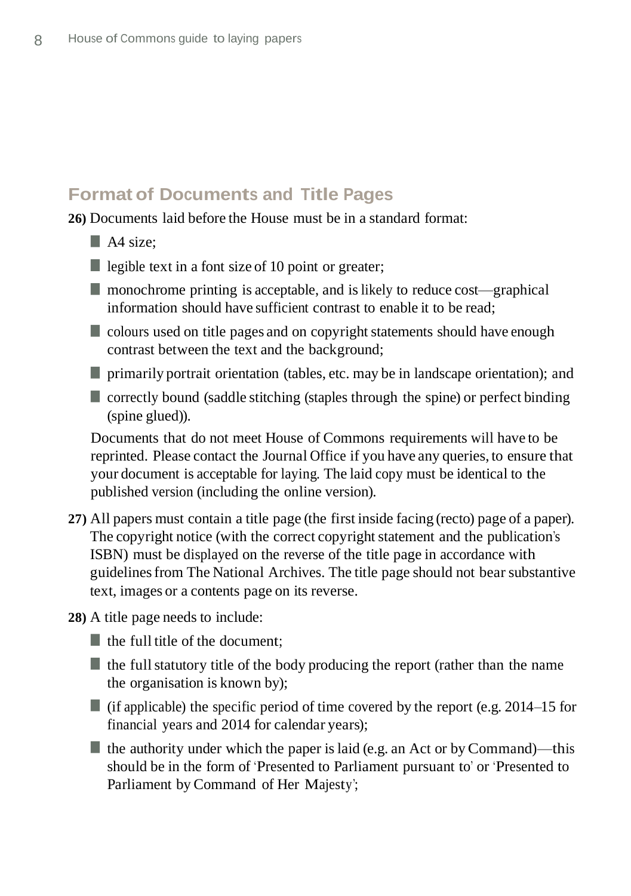## Format of Documents and Title Pages

**26)** Documents laid before the House must be in a standard format:

- A4 size;
- legible text in a font size of 10 point or greater;
- monochrome printing is acceptable, and is likely to reduce cost—graphical information should have sufficient contrast to enable it to be read;
- colours used on title pages and on copyright statements should have enough contrast between the text and the background;
- primarily portrait orientation (tables, etc. may be in landscape orientation); and
- correctly bound (saddle stitching (staples through the spine) or perfect binding (spine glued)).

Documents that do not meet House of Commons requirements will have to be reprinted. Please contact the Journal Office if you have any queries, to ensure that your document is acceptable for laying. The laid copy must be identical to the published version (including the online version).

**27)** All papers must contain a title page (the first inside facing (recto) page of a paper). The copyright notice (with the correct copyright statement and the publication's ISBN) must be displayed on the reverse of the title page in accordance with guidelines from The National Archives. The title page should not bear substantive text, images or a contents page on its reverse.

**28)** A title page needs to include:

- the full title of the document;
- the full statutory title of the body producing the report (rather than the name the organisation is known by);
- (if applicable) the specific period of time covered by the report (e.g. 2014–15 for financial years and 2014 for calendar years);
- the authority under which the paper is laid (e.g. an Act or by Command)—this should be in the form of 'Presented to Parliament pursuant to' or 'Presented to Parliament by Command of Her Majesty';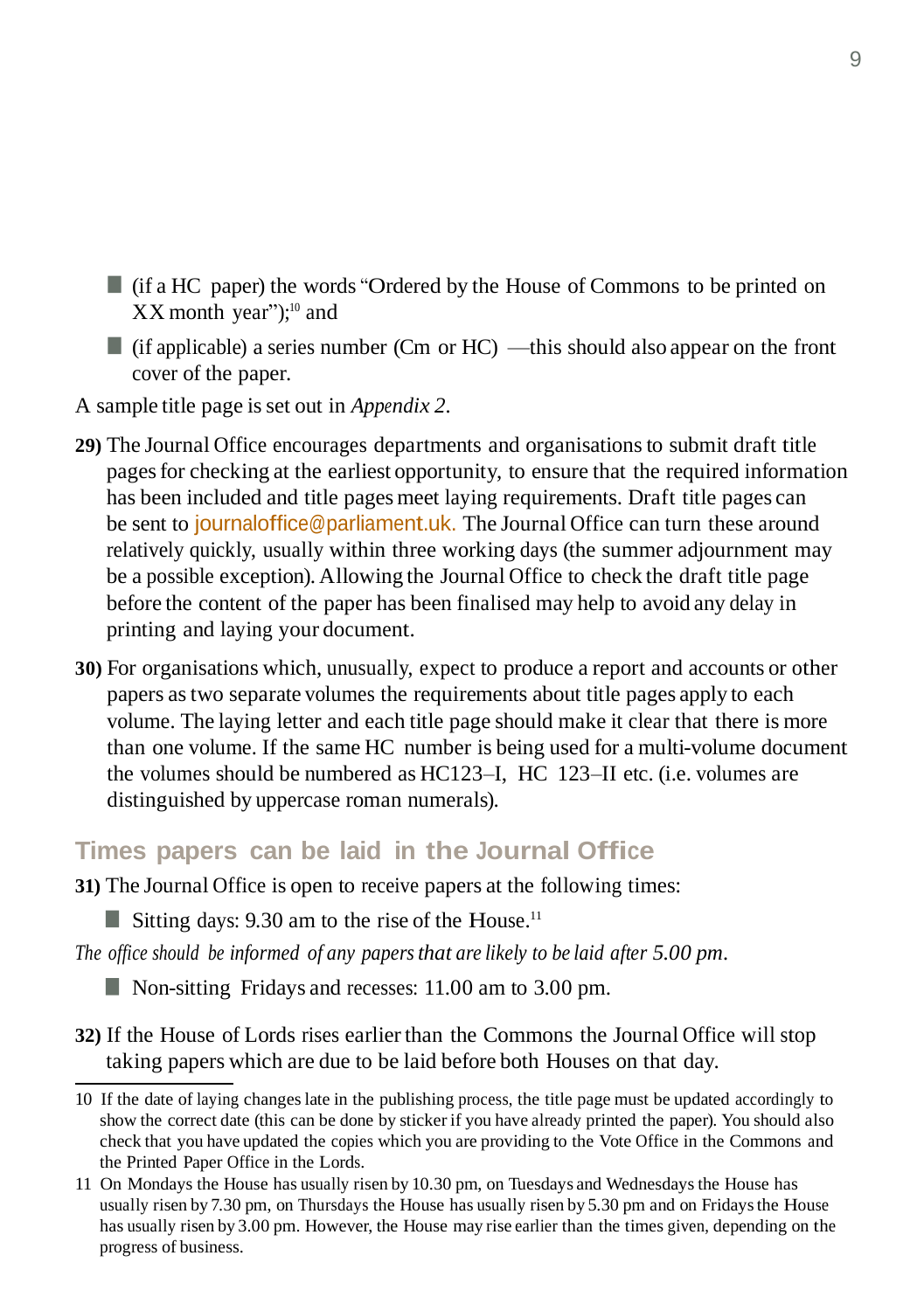- (if a HC paper) the words "Ordered by the House of Commons to be printed on XX month year");[10] and
- (if applicable) a series number (Cm or HC) —this should also appear on the front cover of the paper.

A sample title page is set out in *Appendix 2*.

**29)** The Journal Office encourages departments and organisations to submit draft title pages for checking at the earliest opportunity, to ensure that the required information has been included and title pages meet laying requirements. Draft title pages can be sent to journaloffice@parliament.uk. The Journal Office can turn these around relatively quickly, usually within three working days (the summer adjournment may be a possible exception). Allowing the Journal Office to check the draft title page before the content of the paper has been finalised may help to avoid any delay in printing and laying your document.

**30)** For organisations which, unusually, expect to produce a report and accounts or other papers as two separate volumes the requirements about title pages apply to each volume. The laying letter and each title page should make it clear that there is more than one volume. If the same HC number is being used for a multi-volume document the volumes should be numbered as HC123–I, HC 123–II etc. (i.e. volumes are distinguished by uppercase roman numerals).

## Times papers can be laid in the Journal Office

**31)** The Journal Office is open to receive papers at the following times:

- Sitting days: 9.30 am to the rise of the House.[11]

*The office should be informed of any papers that are likely to be laid after 5.00 pm.*

- Non-sitting Fridays and recesses: 11.00 am to 3.00 pm.

**32)** If the House of Lords rises earlier than the Commons the Journal Office will stop taking papers which are due to be laid before both Houses on that day.

---

10 If the date of laying changes late in the publishing process, the title page must be updated accordingly to show the correct date (this can be done by sticker if you have already printed the paper). You should also check that you have updated the copies which you are providing to the Vote Office in the Commons and the Printed Paper Office in the Lords.

11 On Mondays the House has usually risen by 10.30 pm, on Tuesdays and Wednesdays the House has usually risen by 7.30 pm, on Thursdays the House has usually risen by 5.30 pm and on Fridays the House has usually risen by 3.00 pm. However, the House may rise earlier than the times given, depending on the progress of business.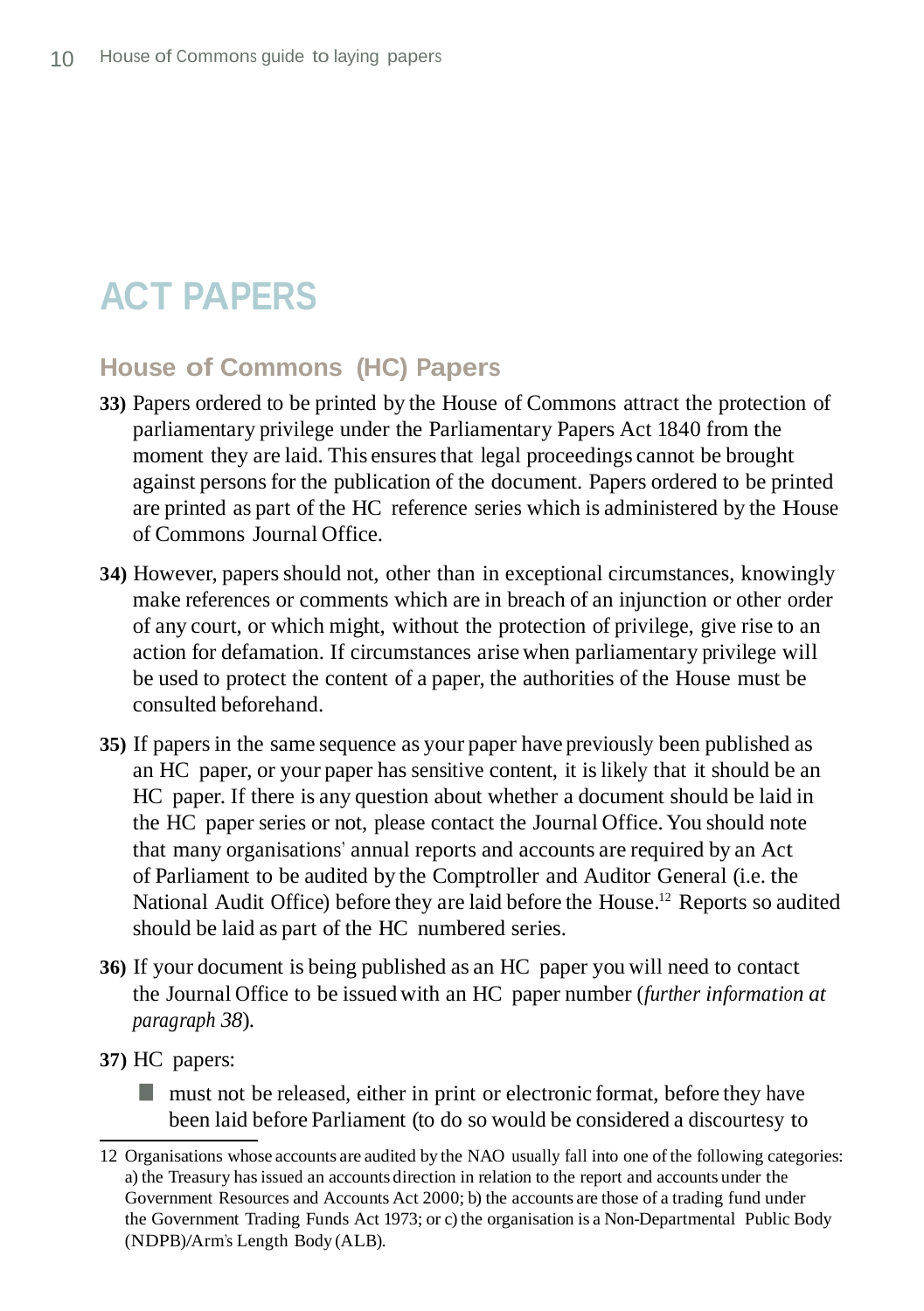# ACT PAPERS

## House of Commons (HC) Papers

**33)** Papers ordered to be printed by the House of Commons attract the protection of parliamentary privilege under the Parliamentary Papers Act 1840 from the moment they are laid. This ensures that legal proceedings cannot be brought against persons for the publication of the document. Papers ordered to be printed are printed as part of the HC reference series which is administered by the House of Commons Journal Office.

**34)** However, papers should not, other than in exceptional circumstances, knowingly make references or comments which are in breach of an injunction or other order of any court, or which might, without the protection of privilege, give rise to an action for defamation. If circumstances arise when parliamentary privilege will be used to protect the content of a paper, the authorities of the House must be consulted beforehand.

**35)** If papers in the same sequence as your paper have previously been published as an HC paper, or your paper has sensitive content, it is likely that it should be an HC paper. If there is any question about whether a document should be laid in the HC paper series or not, please contact the Journal Office. You should note that many organisations' annual reports and accounts are required by an Act of Parliament to be audited by the Comptroller and Auditor General (i.e. the National Audit Office) before they are laid before the House.[12] Reports so audited should be laid as part of the HC numbered series.

**36)** If your document is being published as an HC paper you will need to contact the Journal Office to be issued with an HC paper number (*further information at paragraph 38*).

**37)** HC papers:

- must not be released, either in print or electronic format, before they have been laid before Parliament (to do so would be considered a discourtesy to

---

12 Organisations whose accounts are audited by the NAO usually fall into one of the following categories: a) the Treasury has issued an accounts direction in relation to the report and accounts under the Government Resources and Accounts Act 2000; b) the accounts are those of a trading fund under the Government Trading Funds Act 1973; or c) the organisation is a Non-Departmental Public Body (NDPB)/Arm's Length Body (ALB).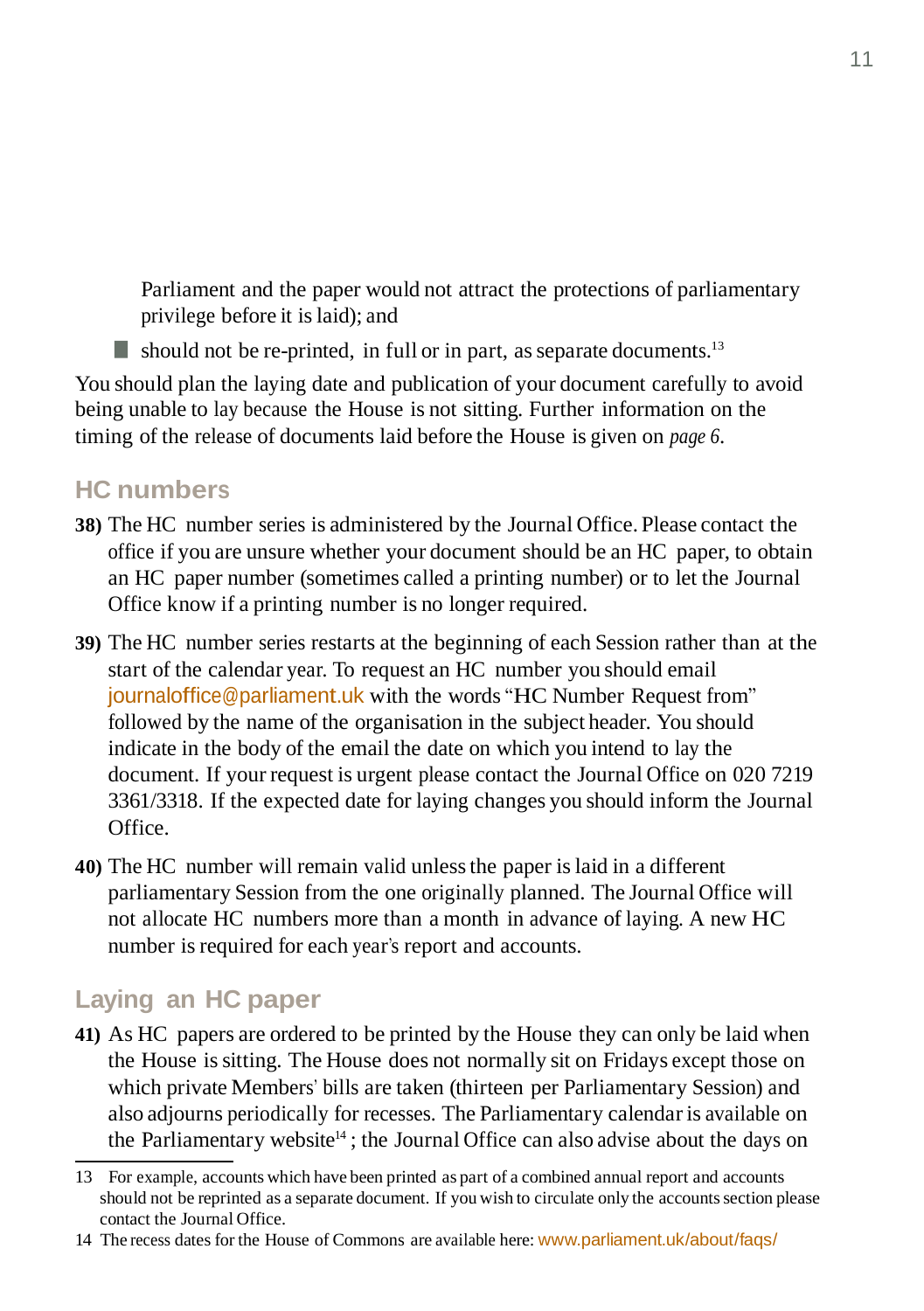Parliament and the paper would not attract the protections of parliamentary privilege before it is laid); and

- should not be re-printed, in full or in part, as separate documents.[13]

You should plan the laying date and publication of your document carefully to avoid being unable to lay because the House is not sitting. Further information on the timing of the release of documents laid before the House is given on *page 6*.

## HC numbers

**38)** The HC number series is administered by the Journal Office. Please contact the office if you are unsure whether your document should be an HC paper, to obtain an HC paper number (sometimes called a printing number) or to let the Journal Office know if a printing number is no longer required.

**39)** The HC number series restarts at the beginning of each Session rather than at the start of the calendar year. To request an HC number you should email journaloffice@parliament.uk with the words "HC Number Request from" followed by the name of the organisation in the subject header. You should indicate in the body of the email the date on which you intend to lay the document. If your request is urgent please contact the Journal Office on 020 7219 3361/3318. If the expected date for laying changes you should inform the Journal Office.

**40)** The HC number will remain valid unless the paper is laid in a different parliamentary Session from the one originally planned. The Journal Office will not allocate HC numbers more than a month in advance of laying. A new HC number is required for each year's report and accounts.

## Laying an HC paper

**41)** As HC papers are ordered to be printed by the House they can only be laid when the House is sitting. The House does not normally sit on Fridays except those on which private Members' bills are taken (thirteen per Parliamentary Session) and also adjourns periodically for recesses. The Parliamentary calendar is available on the Parliamentary website[14] ; the Journal Office can also advise about the days on

---

13 For example, accounts which have been printed as part of a combined annual report and accounts should not be reprinted as a separate document. If you wish to circulate only the accounts section please contact the Journal Office.

14 The recess dates for the House of Commons are available here: www.parliament.uk/about/faqs/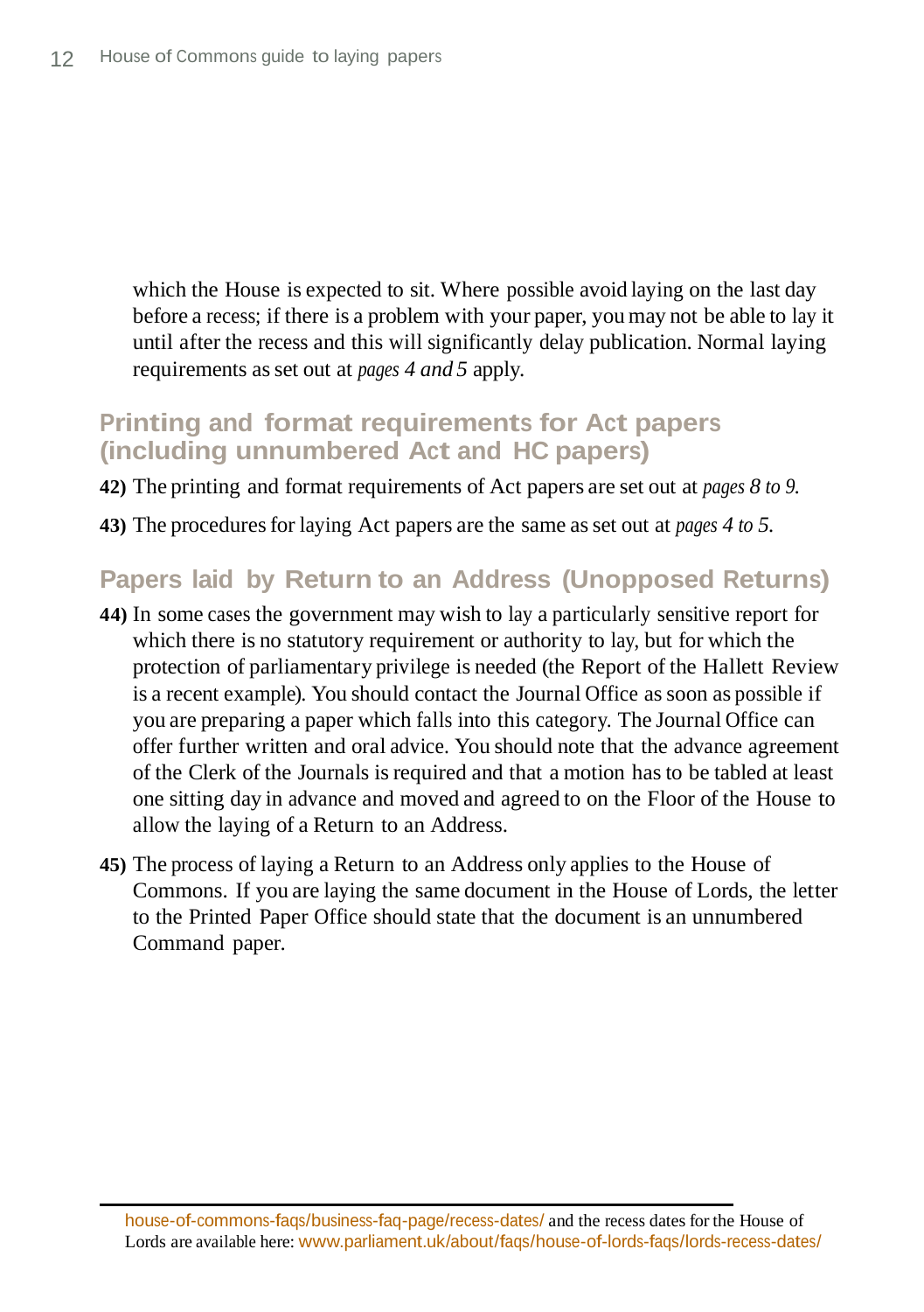which the House is expected to sit. Where possible avoid laying on the last day before a recess; if there is a problem with your paper, you may not be able to lay it until after the recess and this will significantly delay publication. Normal laying requirements as set out at *pages 4 and 5* apply.

## Printing and format requirements for Act papers (including unnumbered Act and HC papers)

**42)** The printing and format requirements of Act papers are set out at *pages 8 to 9.*

**43)** The procedures for laying Act papers are the same as set out at *pages 4 to 5.*

## Papers laid by Return to an Address (Unopposed Returns)

**44)** In some cases the government may wish to lay a particularly sensitive report for which there is no statutory requirement or authority to lay, but for which the protection of parliamentary privilege is needed (the Report of the Hallett Review is a recent example). You should contact the Journal Office as soon as possible if you are preparing a paper which falls into this category. The Journal Office can offer further written and oral advice. You should note that the advance agreement of the Clerk of the Journals is required and that a motion has to be tabled at least one sitting day in advance and moved and agreed to on the Floor of the House to allow the laying of a Return to an Address.

**45)** The process of laying a Return to an Address only applies to the House of Commons. If you are laying the same document in the House of Lords, the letter to the Printed Paper Office should state that the document is an unnumbered Command paper.

---

house-of-commons-faqs/business-faq-page/recess-dates/ and the recess dates for the House of Lords are available here: www.parliament.uk/about/faqs/house-of-lords-faqs/lords-recess-dates/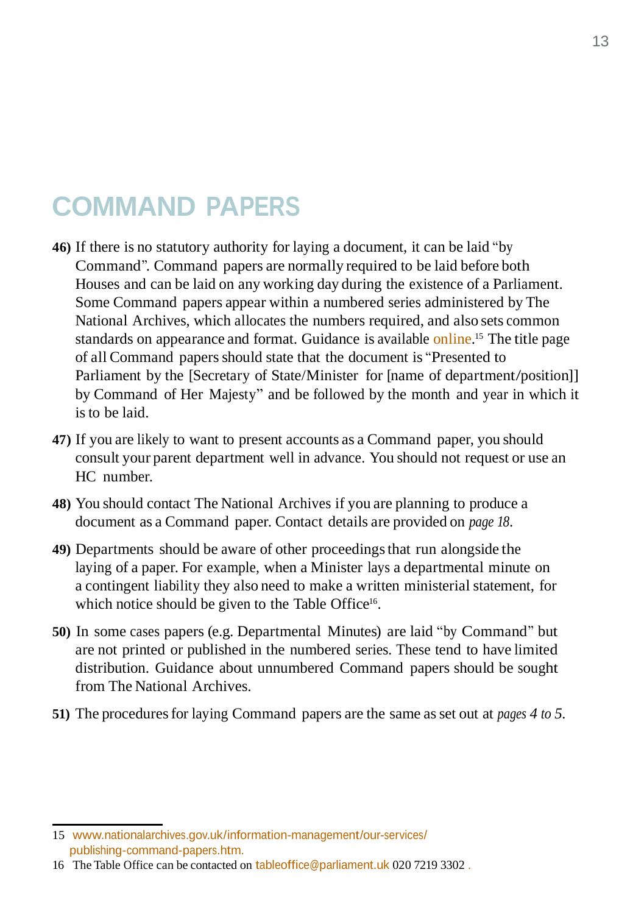# COMMAND PAPERS

**46)** If there is no statutory authority for laying a document, it can be laid "by Command". Command papers are normally required to be laid before both Houses and can be laid on any working day during the existence of a Parliament. Some Command papers appear within a numbered series administered by The National Archives, which allocates the numbers required, and also sets common standards on appearance and format. Guidance is available online.[15] The title page of all Command papers should state that the document is "Presented to Parliament by the [Secretary of State/Minister for [name of department/position]] by Command of Her Majesty" and be followed by the month and year in which it is to be laid.

**47)** If you are likely to want to present accounts as a Command paper, you should consult your parent department well in advance. You should not request or use an HC number.

**48)** You should contact The National Archives if you are planning to produce a document as a Command paper. Contact details are provided on *page 18*.

**49)** Departments should be aware of other proceedings that run alongside the laying of a paper. For example, when a Minister lays a departmental minute on a contingent liability they also need to make a written ministerial statement, for which notice should be given to the Table Office[16].

**50)** In some cases papers (e.g. Departmental Minutes) are laid "by Command" but are not printed or published in the numbered series. These tend to have limited distribution. Guidance about unnumbered Command papers should be sought from The National Archives.

**51)** The procedures for laying Command papers are the same as set out at *pages 4 to 5*.

---

15 www.nationalarchives.gov.uk/information-management/our-services/publishing-command-papers.htm.

16 The Table Office can be contacted on tableoffice@parliament.uk 020 7219 3302 .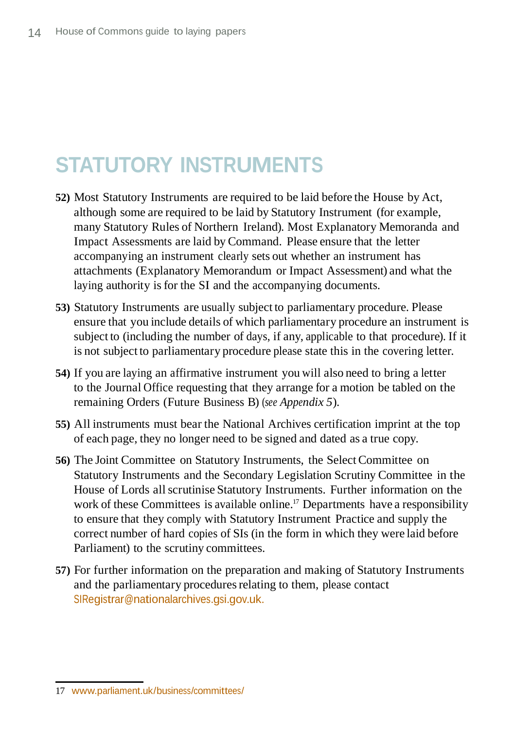# STATUTORY INSTRUMENTS

**52)** Most Statutory Instruments are required to be laid before the House by Act, although some are required to be laid by Statutory Instrument (for example, many Statutory Rules of Northern Ireland). Most Explanatory Memoranda and Impact Assessments are laid by Command. Please ensure that the letter accompanying an instrument clearly sets out whether an instrument has attachments (Explanatory Memorandum or Impact Assessment) and what the laying authority is for the SI and the accompanying documents.

**53)** Statutory Instruments are usually subject to parliamentary procedure. Please ensure that you include details of which parliamentary procedure an instrument is subject to (including the number of days, if any, applicable to that procedure). If it is not subject to parliamentary procedure please state this in the covering letter.

**54)** If you are laying an affirmative instrument you will also need to bring a letter to the Journal Office requesting that they arrange for a motion be tabled on the remaining Orders (Future Business B) (*see Appendix 5*).

**55)** All instruments must bear the National Archives certification imprint at the top of each page, they no longer need to be signed and dated as a true copy.

**56)** The Joint Committee on Statutory Instruments, the Select Committee on Statutory Instruments and the Secondary Legislation Scrutiny Committee in the House of Lords all scrutinise Statutory Instruments. Further information on the work of these Committees is available online.[17] Departments have a responsibility to ensure that they comply with Statutory Instrument Practice and supply the correct number of hard copies of SIs (in the form in which they were laid before Parliament) to the scrutiny committees.

**57)** For further information on the preparation and making of Statutory Instruments and the parliamentary procedures relating to them, please contact SIRegistrar@nationalarchives.gsi.gov.uk.

---

17 www.parliament.uk/business/committees/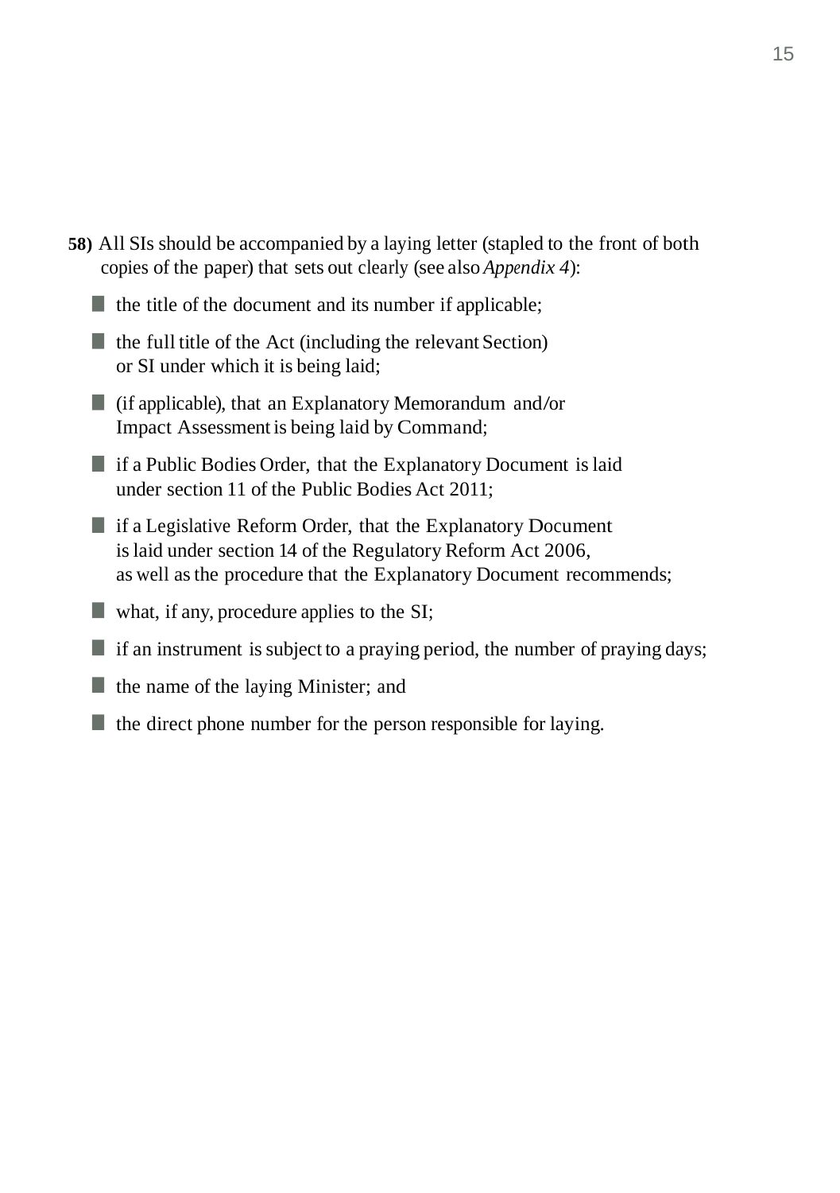**58)** All SIs should be accompanied by a laying letter (stapled to the front of both copies of the paper) that sets out clearly (see also *Appendix 4*):

- the title of the document and its number if applicable;
- the full title of the Act (including the relevant Section) or SI under which it is being laid;
- (if applicable), that an Explanatory Memorandum and/or Impact Assessment is being laid by Command;
- if a Public Bodies Order, that the Explanatory Document is laid under section 11 of the Public Bodies Act 2011;
- if a Legislative Reform Order, that the Explanatory Document is laid under section 14 of the Regulatory Reform Act 2006, as well as the procedure that the Explanatory Document recommends;
- what, if any, procedure applies to the SI;
- if an instrument is subject to a praying period, the number of praying days;
- the name of the laying Minister; and
- the direct phone number for the person responsible for laying.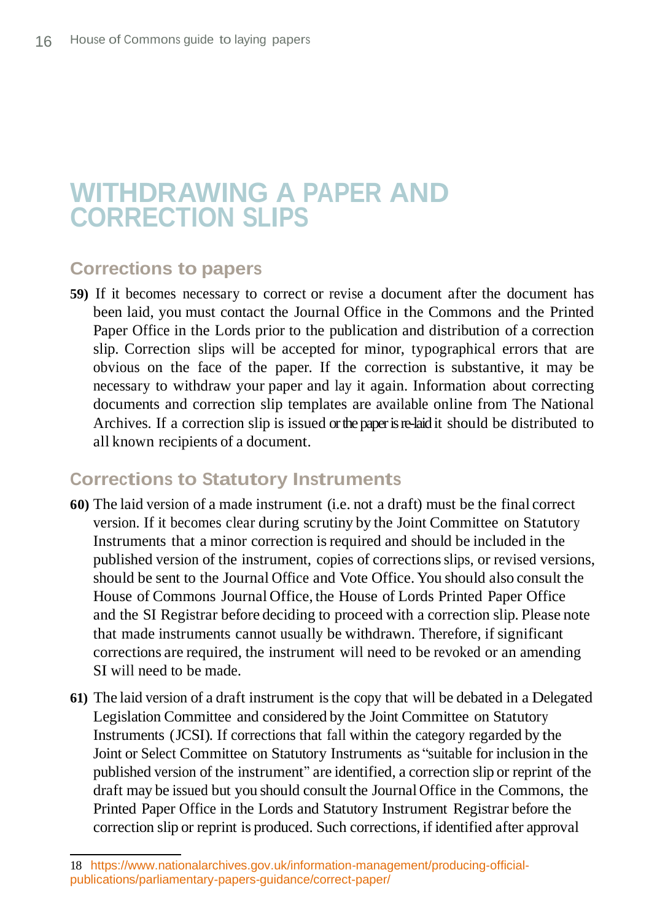# WITHDRAWING A PAPER AND CORRECTION SLIPS

## Corrections to papers

**59)** If it becomes necessary to correct or revise a document after the document has been laid, you must contact the Journal Office in the Commons and the Printed Paper Office in the Lords prior to the publication and distribution of a correction slip. Correction slips will be accepted for minor, typographical errors that are obvious on the face of the paper. If the correction is substantive, it may be necessary to withdraw your paper and lay it again. Information about correcting documents and correction slip templates are available online from The National Archives. If a correction slip is issued or the paper is re-laid it should be distributed to all known recipients of a document.

## Corrections to Statutory Instruments

**60)** The laid version of a made instrument (i.e. not a draft) must be the final correct version. If it becomes clear during scrutiny by the Joint Committee on Statutory Instruments that a minor correction is required and should be included in the published version of the instrument, copies of corrections slips, or revised versions, should be sent to the Journal Office and Vote Office. You should also consult the House of Commons Journal Office, the House of Lords Printed Paper Office and the SI Registrar before deciding to proceed with a correction slip. Please note that made instruments cannot usually be withdrawn. Therefore, if significant corrections are required, the instrument will need to be revoked or an amending SI will need to be made.

**61)** The laid version of a draft instrument is the copy that will be debated in a Delegated Legislation Committee and considered by the Joint Committee on Statutory Instruments (JCSI). If corrections that fall within the category regarded by the Joint or Select Committee on Statutory Instruments as "suitable for inclusion in the published version of the instrument" are identified, a correction slip or reprint of the draft may be issued but you should consult the Journal Office in the Commons, the Printed Paper Office in the Lords and Statutory Instrument Registrar before the correction slip or reprint is produced. Such corrections, if identified after approval

---

18 https://www.nationalarchives.gov.uk/information-management/producing-official-publications/parliamentary-papers-guidance/correct-paper/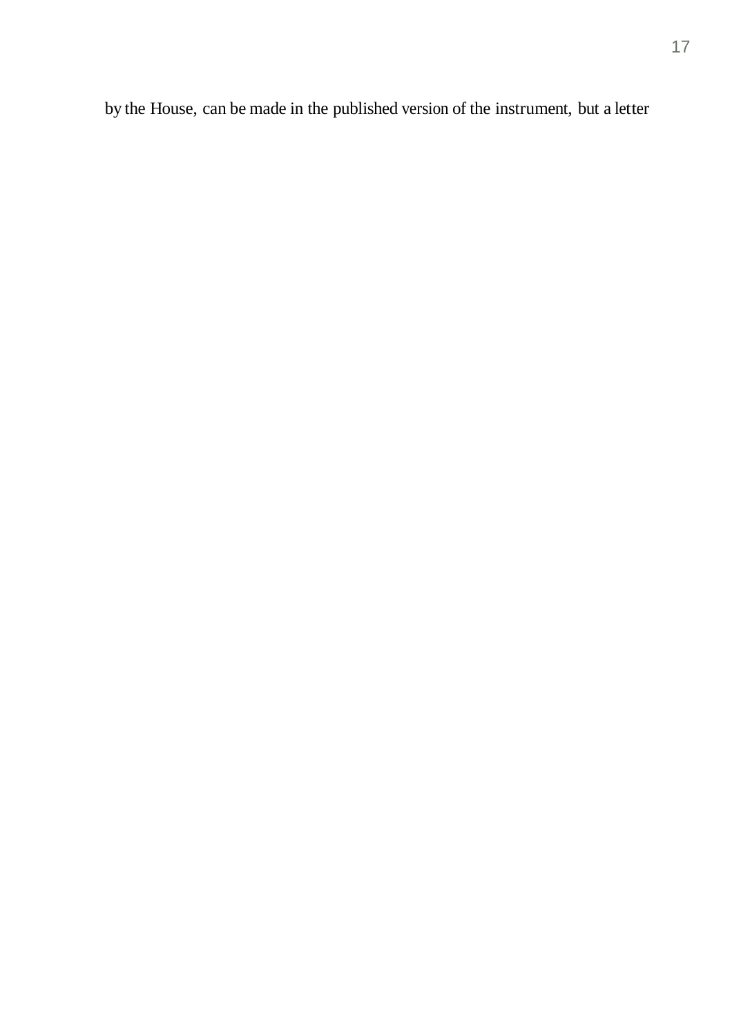by the House, can be made in the published version of the instrument, but a letter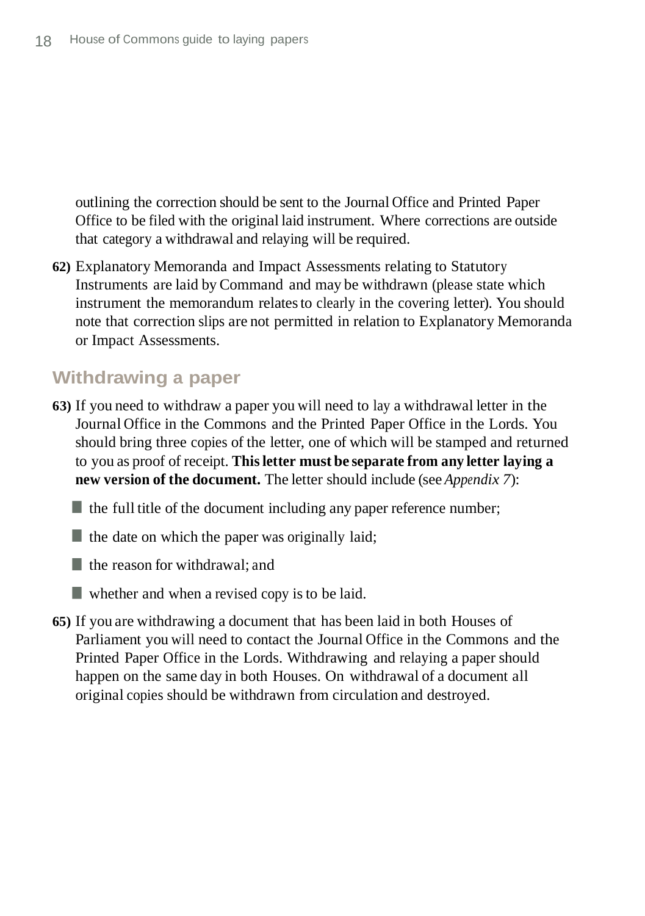outlining the correction should be sent to the Journal Office and Printed Paper Office to be filed with the original laid instrument. Where corrections are outside that category a withdrawal and relaying will be required.

**62)** Explanatory Memoranda and Impact Assessments relating to Statutory Instruments are laid by Command and may be withdrawn (please state which instrument the memorandum relates to clearly in the covering letter). You should note that correction slips are not permitted in relation to Explanatory Memoranda or Impact Assessments.

## Withdrawing a paper

**63)** If you need to withdraw a paper you will need to lay a withdrawal letter in the Journal Office in the Commons and the Printed Paper Office in the Lords. You should bring three copies of the letter, one of which will be stamped and returned to you as proof of receipt. **This letter must be separate from any letter laying a new version of the document.** The letter should include (see *Appendix 7*):

- the full title of the document including any paper reference number;
- the date on which the paper was originally laid;
- the reason for withdrawal; and
- whether and when a revised copy is to be laid.

**65)** If you are withdrawing a document that has been laid in both Houses of Parliament you will need to contact the Journal Office in the Commons and the Printed Paper Office in the Lords. Withdrawing and relaying a paper should happen on the same day in both Houses. On withdrawal of a document all original copies should be withdrawn from circulation and destroyed.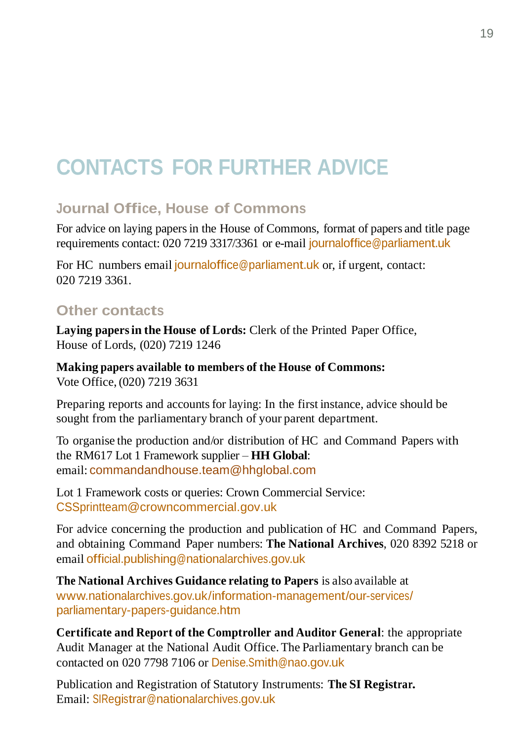# CONTACTS FOR FURTHER ADVICE

## Journal Office, House of Commons

For advice on laying papers in the House of Commons, format of papers and title page requirements contact: 020 7219 3317/3361 or e-mail journaloffice@parliament.uk

For HC numbers email journaloffice@parliament.uk or, if urgent, contact: 020 7219 3361.

## Other contacts

**Laying papers in the House of Lords:** Clerk of the Printed Paper Office, House of Lords, (020) 7219 1246

**Making papers available to members of the House of Commons:** Vote Office, (020) 7219 3631

Preparing reports and accounts for laying: In the first instance, advice should be sought from the parliamentary branch of your parent department.

To organise the production and/or distribution of HC and Command Papers with the RM617 Lot 1 Framework supplier – **HH Global**: email: commandandhouse.team@hhglobal.com

Lot 1 Framework costs or queries: Crown Commercial Service: CSSprintteam@crowncommercial.gov.uk

For advice concerning the production and publication of HC and Command Papers, and obtaining Command Paper numbers: **The National Archives**, 020 8392 5218 or email official.publishing@nationalarchives.gov.uk

**The National Archives Guidance relating to Papers** is also available at www.nationalarchives.gov.uk/information-management/our-services/parliamentary-papers-guidance.htm

**Certificate and Report of the Comptroller and Auditor General**: the appropriate Audit Manager at the National Audit Office. The Parliamentary branch can be contacted on 020 7798 7106 or Denise.Smith@nao.gov.uk

Publication and Registration of Statutory Instruments: **The SI Registrar.** Email: SIRegistrar@nationalarchives.gov.uk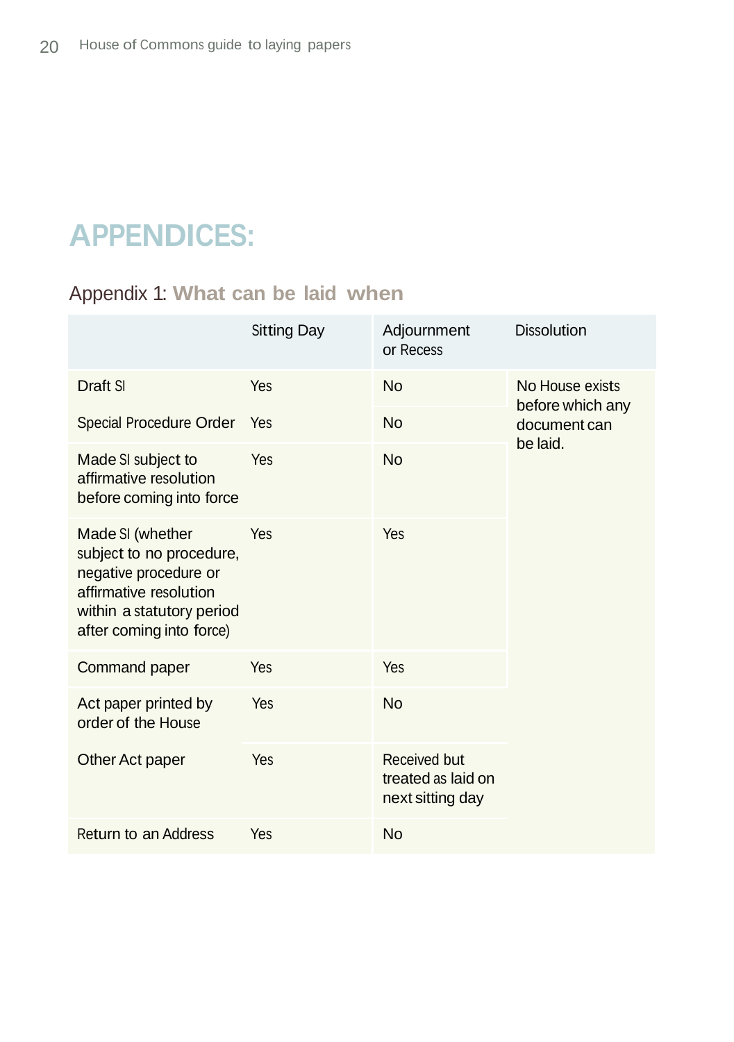# APPENDICES:

## Appendix 1: **What can be laid when**

| | Sitting Day | Adjournment or Recess | Dissolution |
|---|---|---|---|
| Draft SI | Yes | No | No House exists before which any document can be laid. |
| Special Procedure Order | Yes | No | |
| Made SI subject to affirmative resolution before coming into force | Yes | No | |
| Made SI (whether subject to no procedure, negative procedure or affirmative resolution within a statutory period after coming into force) | Yes | Yes | |
| Command paper | Yes | Yes | |
| Act paper printed by order of the House | Yes | No | |
| Other Act paper | Yes | Received but treated as laid on next sitting day | |
| Return to an Address | Yes | No | |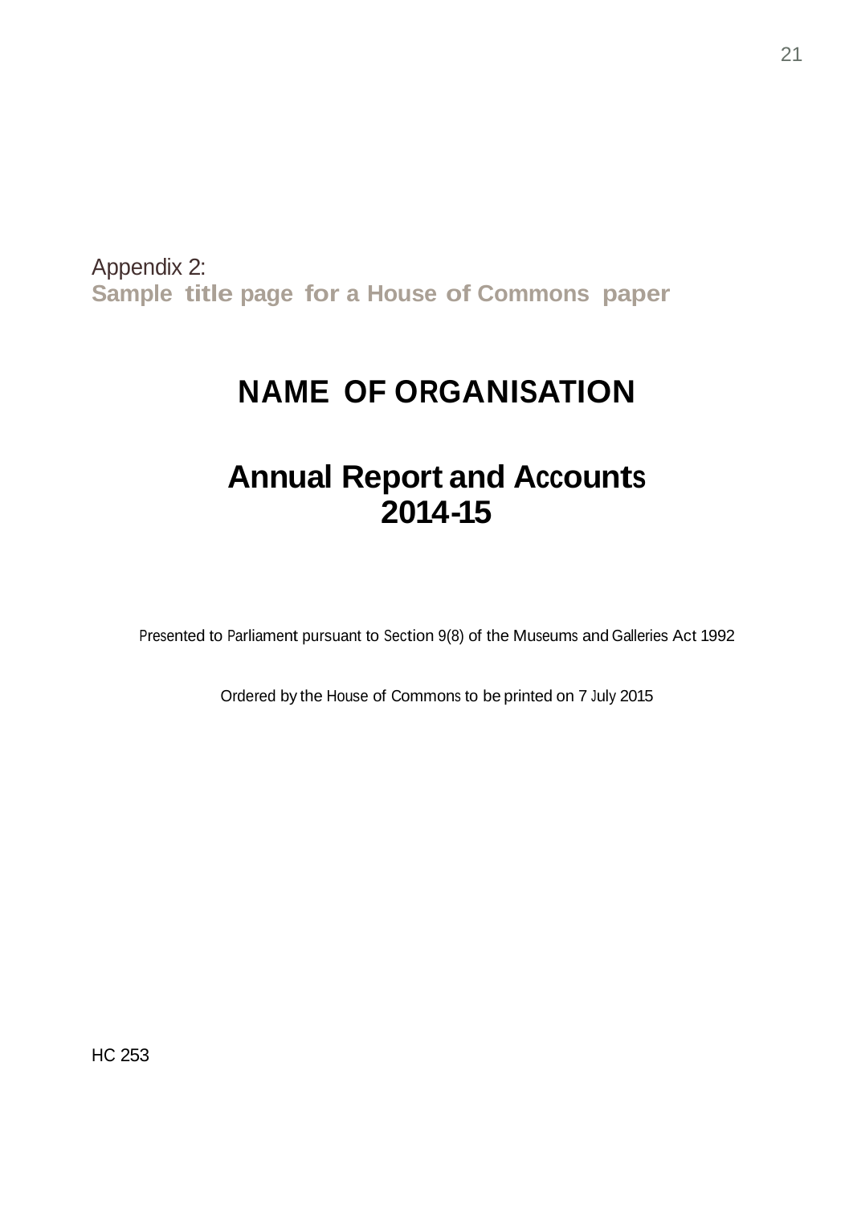## Appendix 2:
**Sample title page for a House of Commons paper**

# NAME OF ORGANISATION

# Annual Report and Accounts 2014-15

Presented to Parliament pursuant to Section 9(8) of the Museums and Galleries Act 1992

Ordered by the House of Commons to be printed on 7 July 2015

HC 253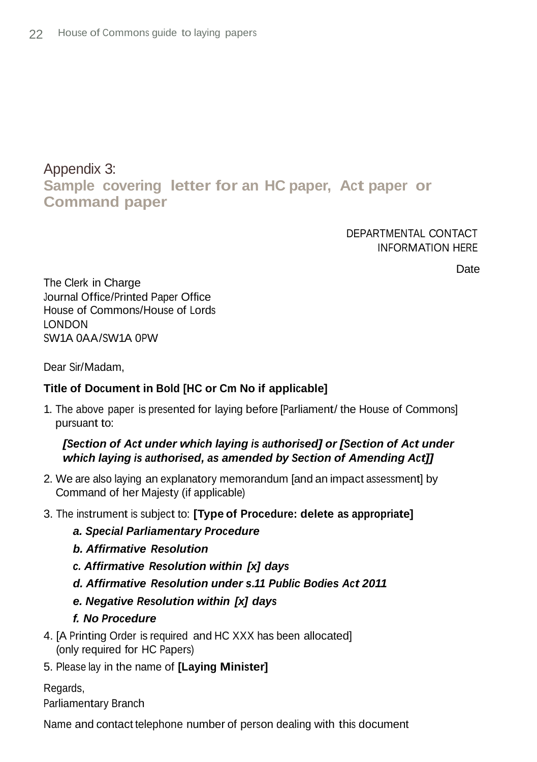## Appendix 3: Sample covering letter for an HC paper, Act paper or Command paper

DEPARTMENTAL CONTACT
INFORMATION HERE

Date

The Clerk in Charge
Journal Office/Printed Paper Office
House of Commons/House of Lords
LONDON
SW1A 0AA/SW1A 0PW

Dear Sir/Madam,

**Title of Document in Bold [HC or Cm No if applicable]**

1. The above paper is presented for laying before [Parliament/ the House of Commons] pursuant to:

   ***[Section of Act under which laying is authorised] or [Section of Act under which laying is authorised, as amended by Section of Amending Act]]***

2. We are also laying an explanatory memorandum [and an impact assessment] by Command of her Majesty (if applicable)
3. The instrument is subject to: **[Type of Procedure: delete as appropriate]**

   ***a. Special Parliamentary Procedure***

   ***b. Affirmative Resolution***

   ***c. Affirmative Resolution within [x] days***

   ***d. Affirmative Resolution under s.11 Public Bodies Act 2011***

   ***e. Negative Resolution within [x] days***

   ***f. No Procedure***

4. [A Printing Order is required and HC XXX has been allocated] (only required for HC Papers)
5. Please lay in the name of **[Laying Minister]**

Regards,
Parliamentary Branch

Name and contact telephone number of person dealing with this document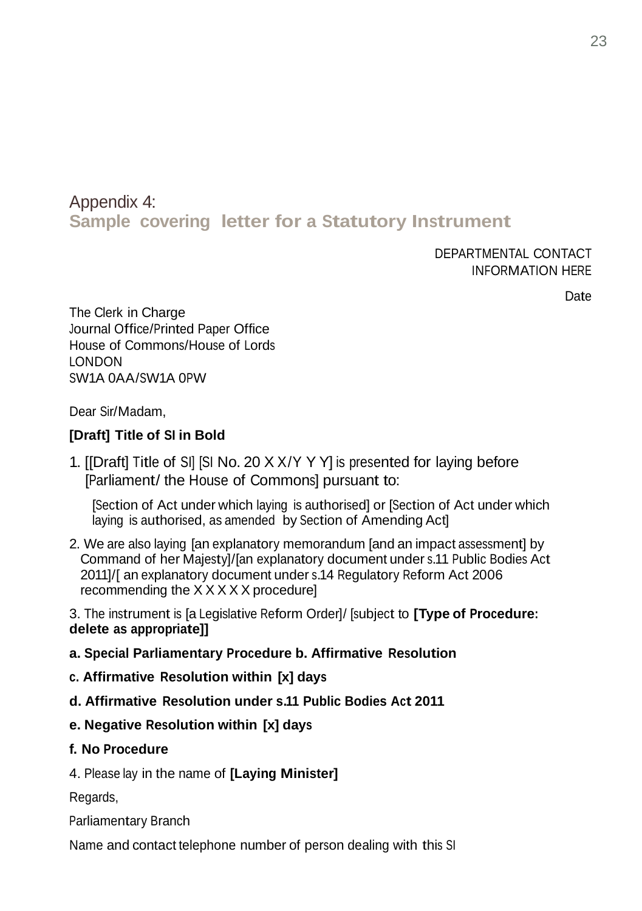# Appendix 4:
## Sample covering letter for a Statutory Instrument

DEPARTMENTAL CONTACT
INFORMATION HERE

Date

The Clerk in Charge
Journal Office/Printed Paper Office
House of Commons/House of Lords
LONDON
SW1A 0AA/SW1A 0PW

Dear Sir/Madam,

**[Draft] Title of SI in Bold**

1. [[Draft] Title of SI] [SI No. 20 X X/Y Y Y] is presented for laying before [Parliament/ the House of Commons] pursuant to:

   [Section of Act under which laying is authorised] or [Section of Act under which laying is authorised, as amended by Section of Amending Act]

2. We are also laying [an explanatory memorandum [and an impact assessment] by Command of her Majesty]/[an explanatory document under s.11 Public Bodies Act 2011]/[ an explanatory document under s.14 Regulatory Reform Act 2006 recommending the X X X X X procedure]

3. The instrument is [a Legislative Reform Order]/ [subject to **[Type of Procedure: delete as appropriate]]**

**a. Special Parliamentary Procedure b. Affirmative Resolution**

**c. Affirmative Resolution within [x] days**

**d. Affirmative Resolution under s.11 Public Bodies Act 2011**

**e. Negative Resolution within [x] days**

**f. No Procedure**

4. Please lay in the name of **[Laying Minister]**

Regards,

Parliamentary Branch

Name and contact telephone number of person dealing with this SI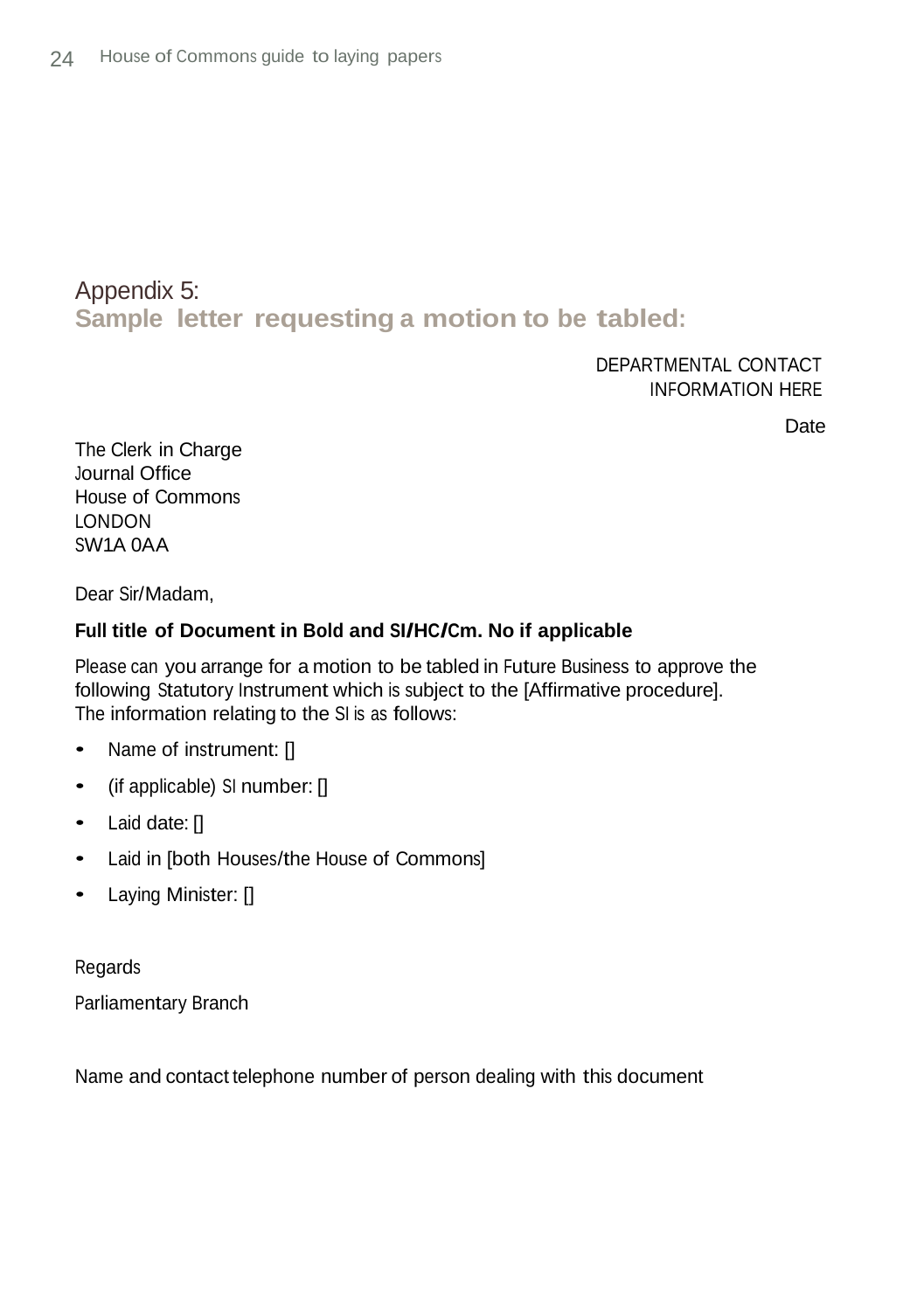# Appendix 5:
## Sample letter requesting a motion to be tabled:

DEPARTMENTAL CONTACT
INFORMATION HERE

Date

The Clerk in Charge
Journal Office
House of Commons
LONDON
SW1A 0AA

Dear Sir/Madam,

**Full title of Document in Bold and SI/HC/Cm. No if applicable**

Please can you arrange for a motion to be tabled in Future Business to approve the following Statutory Instrument which is subject to the [Affirmative procedure]. The information relating to the SI is as follows:

- Name of instrument: []
- (if applicable) SI number: []
- Laid date: []
- Laid in [both Houses/the House of Commons]
- Laying Minister: []

Regards

Parliamentary Branch

Name and contact telephone number of person dealing with this document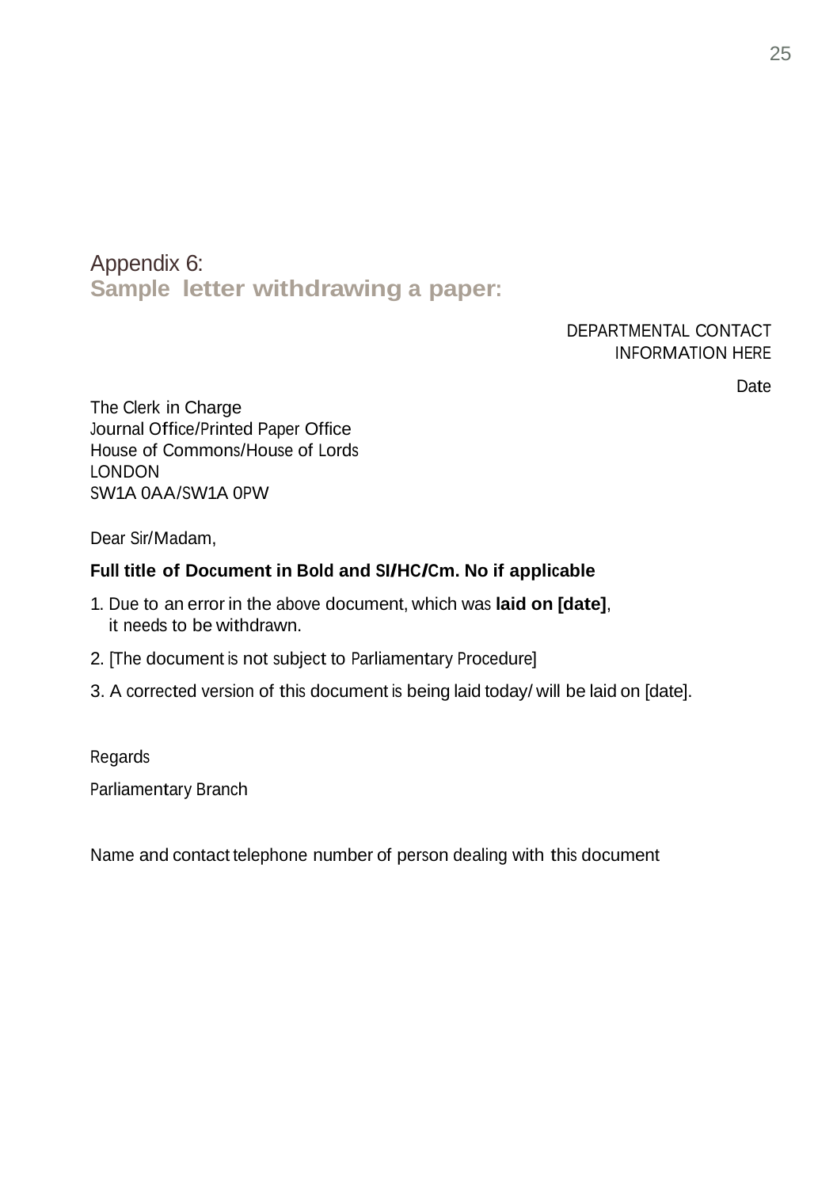## Appendix 6:
## Sample letter withdrawing a paper:

DEPARTMENTAL CONTACT
INFORMATION HERE

Date

The Clerk in Charge
Journal Office/Printed Paper Office
House of Commons/House of Lords
LONDON
SW1A 0AA/SW1A 0PW

Dear Sir/Madam,

**Full title of Document in Bold and SI/HC/Cm. No if applicable**

1. Due to an error in the above document, which was **laid on [date]**, it needs to be withdrawn.
2. [The document is not subject to Parliamentary Procedure]
3. A corrected version of this document is being laid today/ will be laid on [date].

Regards

Parliamentary Branch

Name and contact telephone number of person dealing with this document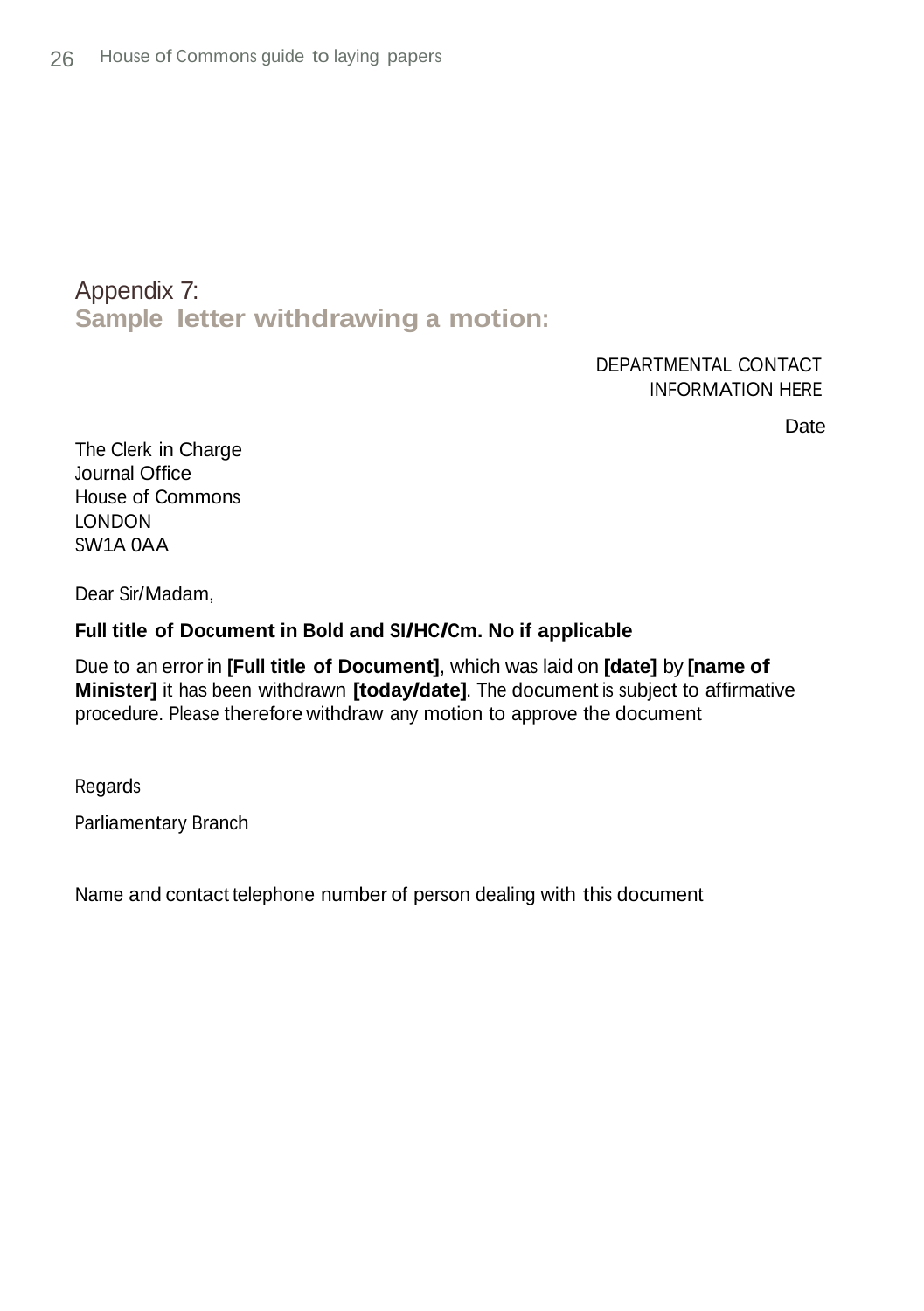## Appendix 7:
## Sample letter withdrawing a motion:

DEPARTMENTAL CONTACT
INFORMATION HERE

Date

The Clerk in Charge
Journal Office
House of Commons
LONDON
SW1A 0AA

Dear Sir/Madam,

**Full title of Document in Bold and SI/HC/Cm. No if applicable**

Due to an error in **[Full title of Document]**, which was laid on **[date]** by **[name of Minister]** it has been withdrawn **[today/date]**. The document is subject to affirmative procedure. Please therefore withdraw any motion to approve the document

Regards

Parliamentary Branch

Name and contact telephone number of person dealing with this document